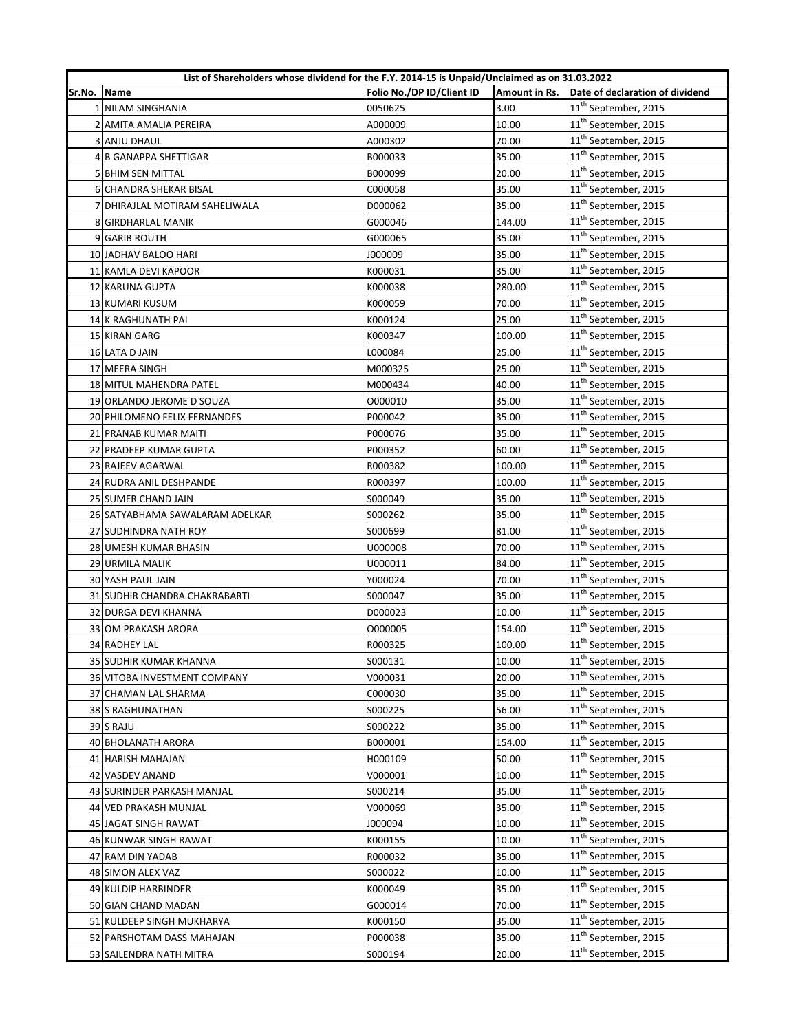| List of Shareholders whose dividend for the F.Y. 2014-15 is Unpaid/Unclaimed as on 31.03.2022 | | | | |
|---|---|---|---|---|
| Sr.No. | Name | Folio No./DP ID/Client ID | Amount in Rs. | Date of declaration of dividend |
| 1 | NILAM SINGHANIA | 0050625 | 3.00 | 11th September, 2015 |
| 2 | AMITA AMALIA PEREIRA | A000009 | 10.00 | 11th September, 2015 |
| 3 | ANJU DHAUL | A000302 | 70.00 | 11th September, 2015 |
| 4 | B GANAPPA SHETTIGAR | B000033 | 35.00 | 11th September, 2015 |
| 5 | BHIM SEN MITTAL | B000099 | 20.00 | 11th September, 2015 |
| 6 | CHANDRA SHEKAR BISAL | C000058 | 35.00 | 11th September, 2015 |
| 7 | DHIRAJLAL MOTIRAM SAHELIWALA | D000062 | 35.00 | 11th September, 2015 |
| 8 | GIRDHARLAL MANIK | G000046 | 144.00 | 11th September, 2015 |
| 9 | GARIB ROUTH | G000065 | 35.00 | 11th September, 2015 |
| 10 | JADHAV BALOO HARI | J000009 | 35.00 | 11th September, 2015 |
| 11 | KAMLA DEVI KAPOOR | K000031 | 35.00 | 11th September, 2015 |
| 12 | KARUNA GUPTA | K000038 | 280.00 | 11th September, 2015 |
| 13 | KUMARI KUSUM | K000059 | 70.00 | 11th September, 2015 |
| 14 | K RAGHUNATH PAI | K000124 | 25.00 | 11th September, 2015 |
| 15 | KIRAN GARG | K000347 | 100.00 | 11th September, 2015 |
| 16 | LATA D JAIN | L000084 | 25.00 | 11th September, 2015 |
| 17 | MEERA SINGH | M000325 | 25.00 | 11th September, 2015 |
| 18 | MITUL MAHENDRA PATEL | M000434 | 40.00 | 11th September, 2015 |
| 19 | ORLANDO JEROME D SOUZA | O000010 | 35.00 | 11th September, 2015 |
| 20 | PHILOMENO FELIX FERNANDES | P000042 | 35.00 | 11th September, 2015 |
| 21 | PRANAB KUMAR MAITI | P000076 | 35.00 | 11th September, 2015 |
| 22 | PRADEEP KUMAR GUPTA | P000352 | 60.00 | 11th September, 2015 |
| 23 | RAJEEV AGARWAL | R000382 | 100.00 | 11th September, 2015 |
| 24 | RUDRA ANIL DESHPANDE | R000397 | 100.00 | 11th September, 2015 |
| 25 | SUMER CHAND JAIN | S000049 | 35.00 | 11th September, 2015 |
| 26 | SATYABHAMA SAWALARAM ADELKAR | S000262 | 35.00 | 11th September, 2015 |
| 27 | SUDHINDRA NATH ROY | S000699 | 81.00 | 11th September, 2015 |
| 28 | UMESH KUMAR BHASIN | U000008 | 70.00 | 11th September, 2015 |
| 29 | URMILA MALIK | U000011 | 84.00 | 11th September, 2015 |
| 30 | YASH PAUL JAIN | Y000024 | 70.00 | 11th September, 2015 |
| 31 | SUDHIR CHANDRA CHAKRABARTI | S000047 | 35.00 | 11th September, 2015 |
| 32 | DURGA DEVI KHANNA | D000023 | 10.00 | 11th September, 2015 |
| 33 | OM PRAKASH ARORA | O000005 | 154.00 | 11th September, 2015 |
| 34 | RADHEY LAL | R000325 | 100.00 | 11th September, 2015 |
| 35 | SUDHIR KUMAR KHANNA | S000131 | 10.00 | 11th September, 2015 |
| 36 | VITOBA INVESTMENT COMPANY | V000031 | 20.00 | 11th September, 2015 |
| 37 | CHAMAN LAL SHARMA | C000030 | 35.00 | 11th September, 2015 |
| 38 | S RAGHUNATHAN | S000225 | 56.00 | 11th September, 2015 |
| 39 | S RAJU | S000222 | 35.00 | 11th September, 2015 |
| 40 | BHOLANATH ARORA | B000001 | 154.00 | 11th September, 2015 |
| 41 | HARISH MAHAJAN | H000109 | 50.00 | 11th September, 2015 |
| 42 | VASDEV ANAND | V000001 | 10.00 | 11th September, 2015 |
| 43 | SURINDER PARKASH MANJAL | S000214 | 35.00 | 11th September, 2015 |
| 44 | VED PRAKASH MUNJAL | V000069 | 35.00 | 11th September, 2015 |
| 45 | JAGAT SINGH RAWAT | J000094 | 10.00 | 11th September, 2015 |
| 46 | KUNWAR SINGH RAWAT | K000155 | 10.00 | 11th September, 2015 |
| 47 | RAM DIN YADAB | R000032 | 35.00 | 11th September, 2015 |
| 48 | SIMON ALEX VAZ | S000022 | 10.00 | 11th September, 2015 |
| 49 | KULDIP HARBINDER | K000049 | 35.00 | 11th September, 2015 |
| 50 | GIAN CHAND MADAN | G000014 | 70.00 | 11th September, 2015 |
| 51 | KULDEEP SINGH MUKHARYA | K000150 | 35.00 | 11th September, 2015 |
| 52 | PARSHOTAM DASS MAHAJAN | P000038 | 35.00 | 11th September, 2015 |
| 53 | SAILENDRA NATH MITRA | S000194 | 20.00 | 11th September, 2015 |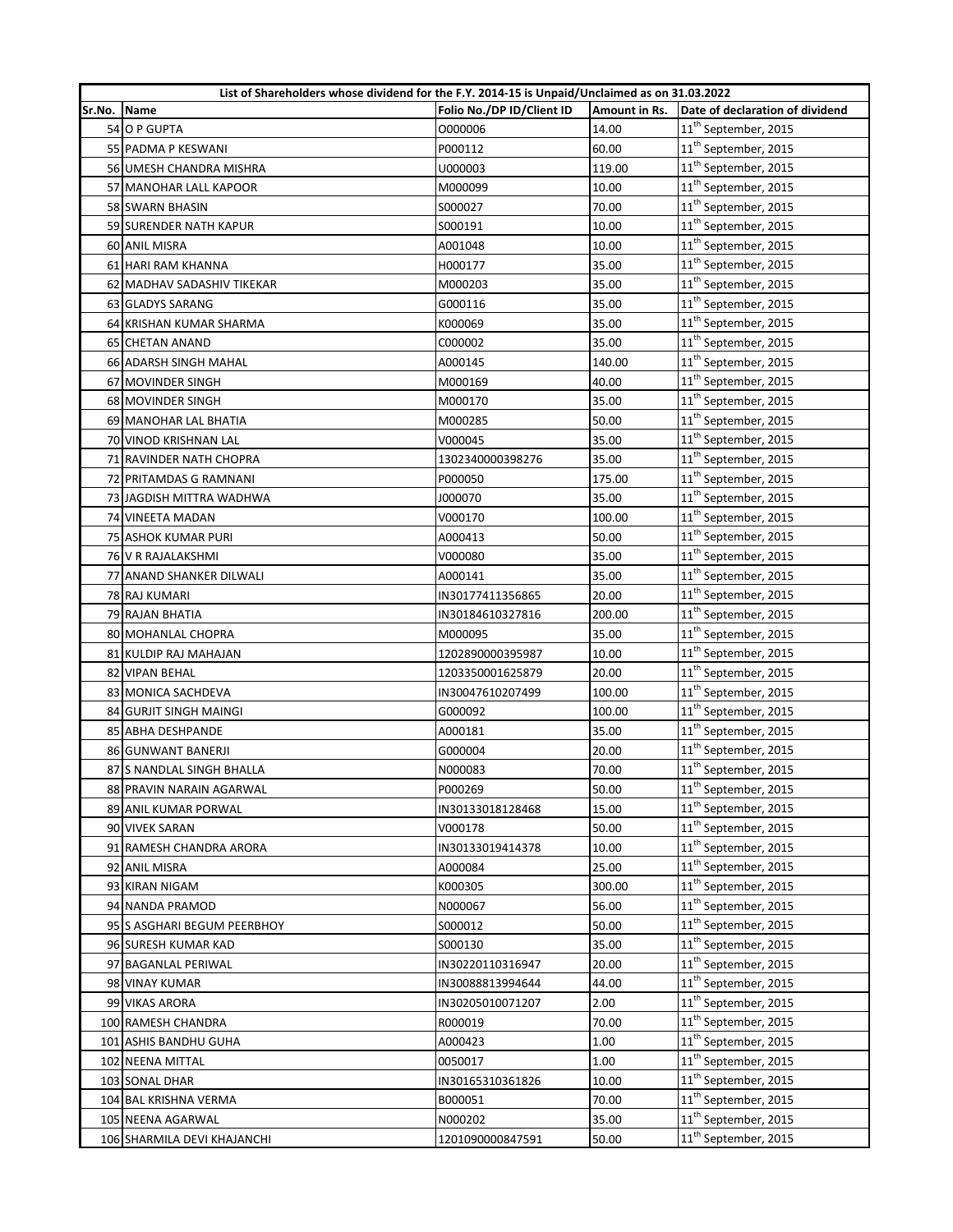| List of Shareholders whose dividend for the F.Y. 2014-15 is Unpaid/Unclaimed as on 31.03.2022 | | | | |
|---|---|---|---|---|
| Sr.No. | Name | Folio No./DP ID/Client ID | Amount in Rs. | Date of declaration of dividend |
| 54 | O P GUPTA | O000006 | 14.00 | 11th September, 2015 |
| 55 | PADMA P KESWANI | P000112 | 60.00 | 11th September, 2015 |
| 56 | UMESH CHANDRA MISHRA | U000003 | 119.00 | 11th September, 2015 |
| 57 | MANOHAR LALL KAPOOR | M000099 | 10.00 | 11th September, 2015 |
| 58 | SWARN BHASIN | S000027 | 70.00 | 11th September, 2015 |
| 59 | SURENDER NATH KAPUR | S000191 | 10.00 | 11th September, 2015 |
| 60 | ANIL MISRA | A001048 | 10.00 | 11th September, 2015 |
| 61 | HARI RAM KHANNA | H000177 | 35.00 | 11th September, 2015 |
| 62 | MADHAV SADASHIV TIKEKAR | M000203 | 35.00 | 11th September, 2015 |
| 63 | GLADYS SARANG | G000116 | 35.00 | 11th September, 2015 |
| 64 | KRISHAN KUMAR SHARMA | K000069 | 35.00 | 11th September, 2015 |
| 65 | CHETAN ANAND | C000002 | 35.00 | 11th September, 2015 |
| 66 | ADARSH SINGH MAHAL | A000145 | 140.00 | 11th September, 2015 |
| 67 | MOVINDER SINGH | M000169 | 40.00 | 11th September, 2015 |
| 68 | MOVINDER SINGH | M000170 | 35.00 | 11th September, 2015 |
| 69 | MANOHAR LAL BHATIA | M000285 | 50.00 | 11th September, 2015 |
| 70 | VINOD KRISHNAN LAL | V000045 | 35.00 | 11th September, 2015 |
| 71 | RAVINDER NATH CHOPRA | 1302340000398276 | 35.00 | 11th September, 2015 |
| 72 | PRITAMDAS G RAMNANI | P000050 | 175.00 | 11th September, 2015 |
| 73 | JAGDISH MITTRA WADHWA | J000070 | 35.00 | 11th September, 2015 |
| 74 | VINEETA MADAN | V000170 | 100.00 | 11th September, 2015 |
| 75 | ASHOK KUMAR PURI | A000413 | 50.00 | 11th September, 2015 |
| 76 | V R RAJALAKSHMI | V000080 | 35.00 | 11th September, 2015 |
| 77 | ANAND SHANKER DILWALI | A000141 | 35.00 | 11th September, 2015 |
| 78 | RAJ KUMARI | IN30177411356865 | 20.00 | 11th September, 2015 |
| 79 | RAJAN BHATIA | IN30184610327816 | 200.00 | 11th September, 2015 |
| 80 | MOHANLAL CHOPRA | M000095 | 35.00 | 11th September, 2015 |
| 81 | KULDIP RAJ MAHAJAN | 1202890000395987 | 10.00 | 11th September, 2015 |
| 82 | VIPAN BEHAL | 1203350001625879 | 20.00 | 11th September, 2015 |
| 83 | MONICA SACHDEVA | IN30047610207499 | 100.00 | 11th September, 2015 |
| 84 | GURJIT SINGH MAINGI | G000092 | 100.00 | 11th September, 2015 |
| 85 | ABHA DESHPANDE | A000181 | 35.00 | 11th September, 2015 |
| 86 | GUNWANT BANERJI | G000004 | 20.00 | 11th September, 2015 |
| 87 | S NANDLAL SINGH BHALLA | N000083 | 70.00 | 11th September, 2015 |
| 88 | PRAVIN NARAIN AGARWAL | P000269 | 50.00 | 11th September, 2015 |
| 89 | ANIL KUMAR PORWAL | IN30133018128468 | 15.00 | 11th September, 2015 |
| 90 | VIVEK SARAN | V000178 | 50.00 | 11th September, 2015 |
| 91 | RAMESH CHANDRA ARORA | IN30133019414378 | 10.00 | 11th September, 2015 |
| 92 | ANIL MISRA | A000084 | 25.00 | 11th September, 2015 |
| 93 | KIRAN NIGAM | K000305 | 300.00 | 11th September, 2015 |
| 94 | NANDA PRAMOD | N000067 | 56.00 | 11th September, 2015 |
| 95 | S ASGHARI BEGUM PEERBHOY | S000012 | 50.00 | 11th September, 2015 |
| 96 | SURESH KUMAR KAD | S000130 | 35.00 | 11th September, 2015 |
| 97 | BAGANLAL PERIWAL | IN30220110316947 | 20.00 | 11th September, 2015 |
| 98 | VINAY KUMAR | IN30088813994644 | 44.00 | 11th September, 2015 |
| 99 | VIKAS ARORA | IN30205010071207 | 2.00 | 11th September, 2015 |
| 100 | RAMESH CHANDRA | R000019 | 70.00 | 11th September, 2015 |
| 101 | ASHIS BANDHU GUHA | A000423 | 1.00 | 11th September, 2015 |
| 102 | NEENA MITTAL | 0050017 | 1.00 | 11th September, 2015 |
| 103 | SONAL DHAR | IN30165310361826 | 10.00 | 11th September, 2015 |
| 104 | BAL KRISHNA VERMA | B000051 | 70.00 | 11th September, 2015 |
| 105 | NEENA AGARWAL | N000202 | 35.00 | 11th September, 2015 |
| 106 | SHARMILA DEVI KHAJANCHI | 1201090000847591 | 50.00 | 11th September, 2015 |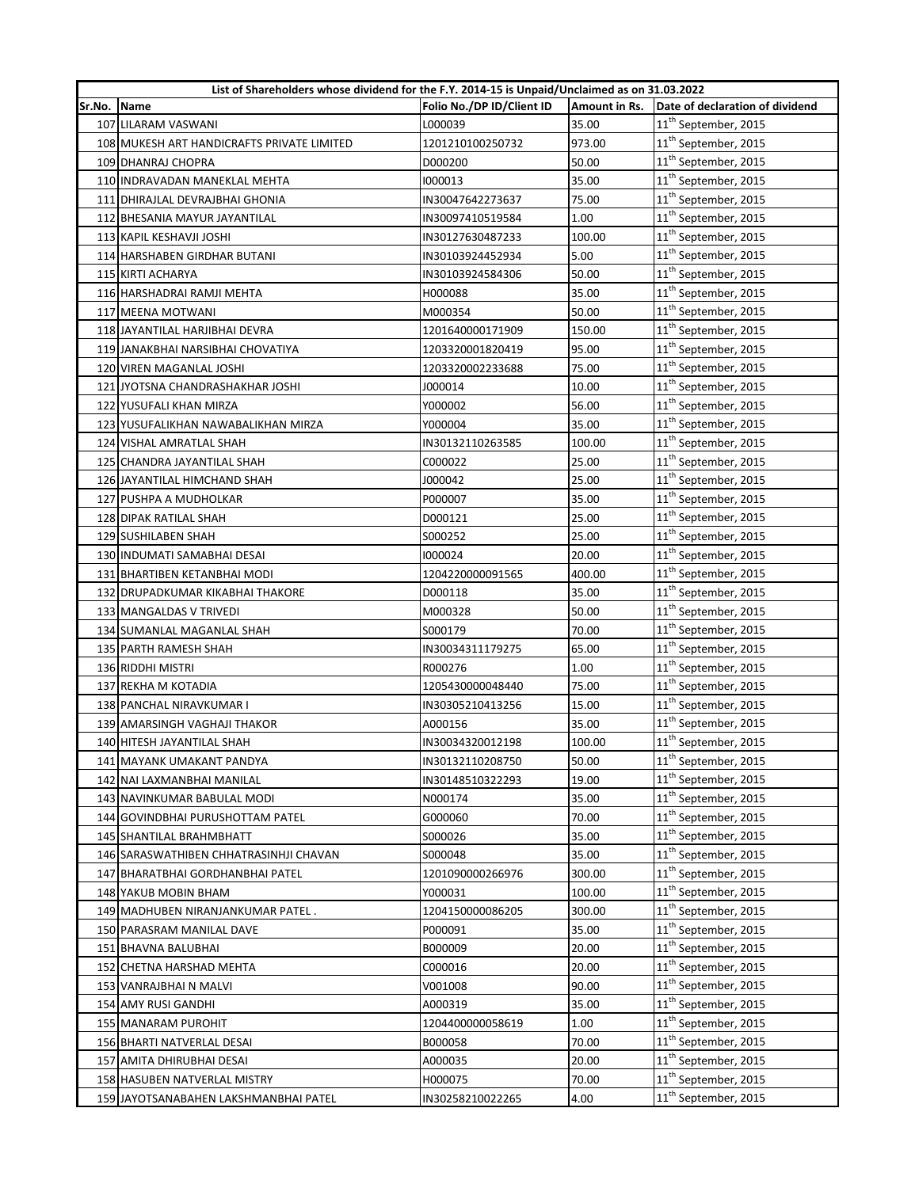| List of Shareholders whose dividend for the F.Y. 2014-15 is Unpaid/Unclaimed as on 31.03.2022 | | | | |
|---|---|---|---|---|
| Sr.No. | Name | Folio No./DP ID/Client ID | Amount in Rs. | Date of declaration of dividend |
| 107 | LILARAM VASWANI | L000039 | 35.00 | 11th September, 2015 |
| 108 | MUKESH ART HANDICRAFTS PRIVATE LIMITED | 1201210100250732 | 973.00 | 11th September, 2015 |
| 109 | DHANRAJ CHOPRA | D000200 | 50.00 | 11th September, 2015 |
| 110 | INDRAVADAN MANEKLAL MEHTA | I000013 | 35.00 | 11th September, 2015 |
| 111 | DHIRAJLAL DEVRAJBHAI GHONIA | IN30047642273637 | 75.00 | 11th September, 2015 |
| 112 | BHESANIA MAYUR JAYANTILAL | IN30097410519584 | 1.00 | 11th September, 2015 |
| 113 | KAPIL KESHAVJI JOSHI | IN30127630487233 | 100.00 | 11th September, 2015 |
| 114 | HARSHABEN GIRDHAR BUTANI | IN30103924452934 | 5.00 | 11th September, 2015 |
| 115 | KIRTI ACHARYA | IN30103924584306 | 50.00 | 11th September, 2015 |
| 116 | HARSHADRAI RAMJI MEHTA | H000088 | 35.00 | 11th September, 2015 |
| 117 | MEENA MOTWANI | M000354 | 50.00 | 11th September, 2015 |
| 118 | JAYANTILAL HARJIBHAI DEVRA | 1201640000171909 | 150.00 | 11th September, 2015 |
| 119 | JANAKBHAI NARSIBHAI CHOVATIYA | 1203320001820419 | 95.00 | 11th September, 2015 |
| 120 | VIREN MAGANLAL JOSHI | 1203320002233688 | 75.00 | 11th September, 2015 |
| 121 | JYOTSNA CHANDRASHAKHAR JOSHI | J000014 | 10.00 | 11th September, 2015 |
| 122 | YUSUFALI KHAN MIRZA | Y000002 | 56.00 | 11th September, 2015 |
| 123 | YUSUFALIKHAN NAWABALIKHAN MIRZA | Y000004 | 35.00 | 11th September, 2015 |
| 124 | VISHAL AMRATLAL SHAH | IN30132110263585 | 100.00 | 11th September, 2015 |
| 125 | CHANDRA JAYANTILAL SHAH | C000022 | 25.00 | 11th September, 2015 |
| 126 | JAYANTILAL HIMCHAND SHAH | J000042 | 25.00 | 11th September, 2015 |
| 127 | PUSHPA A MUDHOLKAR | P000007 | 35.00 | 11th September, 2015 |
| 128 | DIPAK RATILAL SHAH | D000121 | 25.00 | 11th September, 2015 |
| 129 | SUSHILABEN SHAH | S000252 | 25.00 | 11th September, 2015 |
| 130 | INDUMATI SAMABHAI DESAI | I000024 | 20.00 | 11th September, 2015 |
| 131 | BHARTIBEN KETANBHAI MODI | 1204220000091565 | 400.00 | 11th September, 2015 |
| 132 | DRUPADKUMAR KIKABHAI THAKORE | D000118 | 35.00 | 11th September, 2015 |
| 133 | MANGALDAS V TRIVEDI | M000328 | 50.00 | 11th September, 2015 |
| 134 | SUMANLAL MAGANLAL SHAH | S000179 | 70.00 | 11th September, 2015 |
| 135 | PARTH RAMESH SHAH | IN30034311179275 | 65.00 | 11th September, 2015 |
| 136 | RIDDHI MISTRI | R000276 | 1.00 | 11th September, 2015 |
| 137 | REKHA M KOTADIA | 1205430000048440 | 75.00 | 11th September, 2015 |
| 138 | PANCHAL NIRAVKUMAR I | IN30305210413256 | 15.00 | 11th September, 2015 |
| 139 | AMARSINGH VAGHAJI THAKOR | A000156 | 35.00 | 11th September, 2015 |
| 140 | HITESH JAYANTILAL SHAH | IN30034320012198 | 100.00 | 11th September, 2015 |
| 141 | MAYANK UMAKANT PANDYA | IN30132110208750 | 50.00 | 11th September, 2015 |
| 142 | NAI LAXMANBHAI MANILAL | IN30148510322293 | 19.00 | 11th September, 2015 |
| 143 | NAVINKUMAR BABULAL MODI | N000174 | 35.00 | 11th September, 2015 |
| 144 | GOVINDBHAI PURUSHOTTAM PATEL | G000060 | 70.00 | 11th September, 2015 |
| 145 | SHANTILAL BRAHMBHATT | S000026 | 35.00 | 11th September, 2015 |
| 146 | SARASWATHIBEN CHHATRASINHJI CHAVAN | S000048 | 35.00 | 11th September, 2015 |
| 147 | BHARATBHAI GORDHANBHAI PATEL | 1201090000266976 | 300.00 | 11th September, 2015 |
| 148 | YAKUB MOBIN BHAM | Y000031 | 100.00 | 11th September, 2015 |
| 149 | MADHUBEN NIRANJANKUMAR PATEL . | 1204150000086205 | 300.00 | 11th September, 2015 |
| 150 | PARASRAM MANILAL DAVE | P000091 | 35.00 | 11th September, 2015 |
| 151 | BHAVNA BALUBHAI | B000009 | 20.00 | 11th September, 2015 |
| 152 | CHETNA HARSHAD MEHTA | C000016 | 20.00 | 11th September, 2015 |
| 153 | VANRAJBHAI N MALVI | V001008 | 90.00 | 11th September, 2015 |
| 154 | AMY RUSI GANDHI | A000319 | 35.00 | 11th September, 2015 |
| 155 | MANARAM PUROHIT | 1204400000058619 | 1.00 | 11th September, 2015 |
| 156 | BHARTI NATVERLAL DESAI | B000058 | 70.00 | 11th September, 2015 |
| 157 | AMITA DHIRUBHAI DESAI | A000035 | 20.00 | 11th September, 2015 |
| 158 | HASUBEN NATVERLAL MISTRY | H000075 | 70.00 | 11th September, 2015 |
| 159 | JAYOTSANABAHEN LAKSHMANBHAI PATEL | IN30258210022265 | 4.00 | 11th September, 2015 |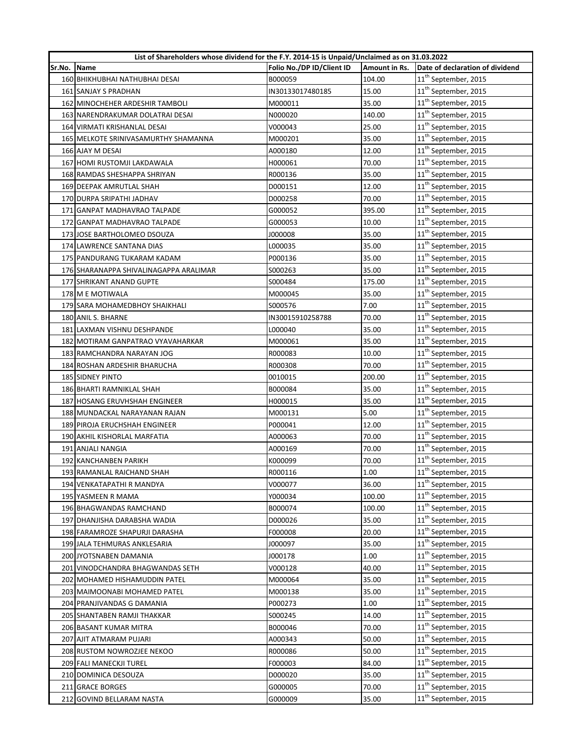| List of Shareholders whose dividend for the F.Y. 2014-15 is Unpaid/Unclaimed as on 31.03.2022 | | | | |
|---|---|---|---|---|
| Sr.No. | Name | Folio No./DP ID/Client ID | Amount in Rs. | Date of declaration of dividend |
| 160 | BHIKHUBHAI NATHUBHAI DESAI | B000059 | 104.00 | 11th September, 2015 |
| 161 | SANJAY S PRADHAN | IN30133017480185 | 15.00 | 11th September, 2015 |
| 162 | MINOCHEHER ARDESHIR TAMBOLI | M000011 | 35.00 | 11th September, 2015 |
| 163 | NARENDRAKUMAR DOLATRAI DESAI | N000020 | 140.00 | 11th September, 2015 |
| 164 | VIRMATI KRISHANLAL DESAI | V000043 | 25.00 | 11th September, 2015 |
| 165 | MELKOTE SRINIVASAMURTHY SHAMANNA | M000201 | 35.00 | 11th September, 2015 |
| 166 | AJAY M DESAI | A000180 | 12.00 | 11th September, 2015 |
| 167 | HOMI RUSTOMJI LAKDAWALA | H000061 | 70.00 | 11th September, 2015 |
| 168 | RAMDAS SHESHAPPA SHRIYAN | R000136 | 35.00 | 11th September, 2015 |
| 169 | DEEPAK AMRUTLAL SHAH | D000151 | 12.00 | 11th September, 2015 |
| 170 | DURPA SRIPATHI JADHAV | D000258 | 70.00 | 11th September, 2015 |
| 171 | GANPAT MADHAVRAO TALPADE | G000052 | 395.00 | 11th September, 2015 |
| 172 | GANPAT MADHAVRAO TALPADE | G000053 | 10.00 | 11th September, 2015 |
| 173 | JOSE BARTHOLOMEO DSOUZA | J000008 | 35.00 | 11th September, 2015 |
| 174 | LAWRENCE SANTANA DIAS | L000035 | 35.00 | 11th September, 2015 |
| 175 | PANDURANG TUKARAM KADAM | P000136 | 35.00 | 11th September, 2015 |
| 176 | SHARANAPPA SHIVALINAGAPPA ARALIMAR | S000263 | 35.00 | 11th September, 2015 |
| 177 | SHRIKANT ANAND GUPTE | S000484 | 175.00 | 11th September, 2015 |
| 178 | M E MOTIWALA | M000045 | 35.00 | 11th September, 2015 |
| 179 | SARA MOHAMEDBHOY SHAIKHALI | S000576 | 7.00 | 11th September, 2015 |
| 180 | ANIL S. BHARNE | IN30015910258788 | 70.00 | 11th September, 2015 |
| 181 | LAXMAN VISHNU DESHPANDE | L000040 | 35.00 | 11th September, 2015 |
| 182 | MOTIRAM GANPATRAO VYAVAHARKAR | M000061 | 35.00 | 11th September, 2015 |
| 183 | RAMCHANDRA NARAYAN JOG | R000083 | 10.00 | 11th September, 2015 |
| 184 | ROSHAN ARDESHIR BHARUCHA | R000308 | 70.00 | 11th September, 2015 |
| 185 | SIDNEY PINTO | 0010015 | 200.00 | 11th September, 2015 |
| 186 | BHARTI RAMNIKLAL SHAH | B000084 | 35.00 | 11th September, 2015 |
| 187 | HOSANG ERUVHSHAH ENGINEER | H000015 | 35.00 | 11th September, 2015 |
| 188 | MUNDACKAL NARAYANAN RAJAN | M000131 | 5.00 | 11th September, 2015 |
| 189 | PIROJA ERUCHSHAH ENGINEER | P000041 | 12.00 | 11th September, 2015 |
| 190 | AKHIL KISHORLAL MARFATIA | A000063 | 70.00 | 11th September, 2015 |
| 191 | ANJALI NANGIA | A000169 | 70.00 | 11th September, 2015 |
| 192 | KANCHANBEN PARIKH | K000099 | 70.00 | 11th September, 2015 |
| 193 | RAMANLAL RAICHAND SHAH | R000116 | 1.00 | 11th September, 2015 |
| 194 | VENKATAPATHI R MANDYA | V000077 | 36.00 | 11th September, 2015 |
| 195 | YASMEEN R MAMA | Y000034 | 100.00 | 11th September, 2015 |
| 196 | BHAGWANDAS RAMCHAND | B000074 | 100.00 | 11th September, 2015 |
| 197 | DHANJISHA DARABSHA WADIA | D000026 | 35.00 | 11th September, 2015 |
| 198 | FARAMROZE SHAPURJI DARASHA | F000008 | 20.00 | 11th September, 2015 |
| 199 | JALA TEHMURAS ANKLESARIA | J000097 | 35.00 | 11th September, 2015 |
| 200 | JYOTSNABEN DAMANIA | J000178 | 1.00 | 11th September, 2015 |
| 201 | VINODCHANDRA BHAGWANDAS SETH | V000128 | 40.00 | 11th September, 2015 |
| 202 | MOHAMED HISHAMUDDIN PATEL | M000064 | 35.00 | 11th September, 2015 |
| 203 | MAIMOONABI MOHAMED PATEL | M000138 | 35.00 | 11th September, 2015 |
| 204 | PRANJIVANDAS G DAMANIA | P000273 | 1.00 | 11th September, 2015 |
| 205 | SHANTABEN RAMJI THAKKAR | S000245 | 14.00 | 11th September, 2015 |
| 206 | BASANT KUMAR MITRA | B000046 | 70.00 | 11th September, 2015 |
| 207 | AJIT ATMARAM PUJARI | A000343 | 50.00 | 11th September, 2015 |
| 208 | RUSTOM NOWROZJEE NEKOO | R000086 | 50.00 | 11th September, 2015 |
| 209 | FALI MANECKJI TUREL | F000003 | 84.00 | 11th September, 2015 |
| 210 | DOMINICA DESOUZA | D000020 | 35.00 | 11th September, 2015 |
| 211 | GRACE BORGES | G000005 | 70.00 | 11th September, 2015 |
| 212 | GOVIND BELLARAM NASTA | G000009 | 35.00 | 11th September, 2015 |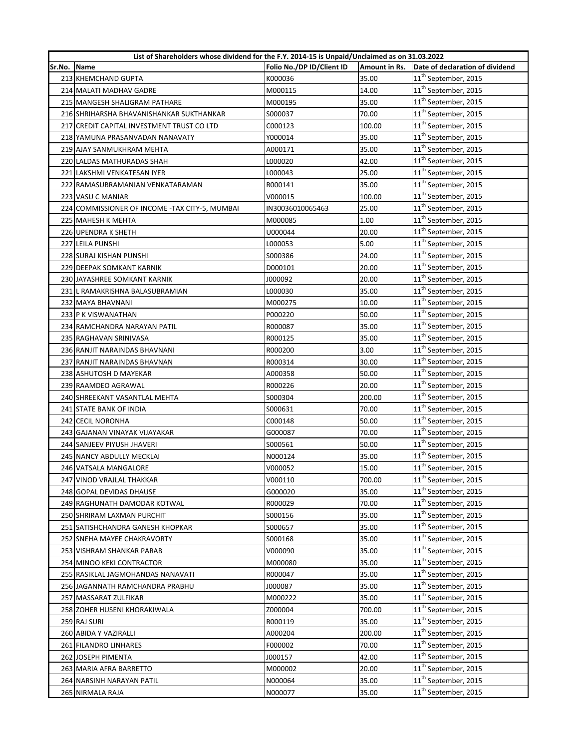| List of Shareholders whose dividend for the F.Y. 2014-15 is Unpaid/Unclaimed as on 31.03.2022 | | | | |
|---|---|---|---|---|
| Sr.No. | Name | Folio No./DP ID/Client ID | Amount in Rs. | Date of declaration of dividend |
| 213 | KHEMCHAND GUPTA | K000036 | 35.00 | 11th September, 2015 |
| 214 | MALATI MADHAV GADRE | M000115 | 14.00 | 11th September, 2015 |
| 215 | MANGESH SHALIGRAM PATHARE | M000195 | 35.00 | 11th September, 2015 |
| 216 | SHRIHARSHA BHAVANISHANKAR SUKTHANKAR | S000037 | 70.00 | 11th September, 2015 |
| 217 | CREDIT CAPITAL INVESTMENT TRUST CO LTD | C000123 | 100.00 | 11th September, 2015 |
| 218 | YAMUNA PRASANVADAN NANAVATY | Y000014 | 35.00 | 11th September, 2015 |
| 219 | AJAY SANMUKHRAM MEHTA | A000171 | 35.00 | 11th September, 2015 |
| 220 | LALDAS MATHURADAS SHAH | L000020 | 42.00 | 11th September, 2015 |
| 221 | LAKSHMI VENKATESAN IYER | L000043 | 25.00 | 11th September, 2015 |
| 222 | RAMASUBRAMANIAN VENKATARAMAN | R000141 | 35.00 | 11th September, 2015 |
| 223 | VASU C MANIAR | V000015 | 100.00 | 11th September, 2015 |
| 224 | COMMISSIONER OF INCOME -TAX CITY-5, MUMBAI | IN30036010065463 | 25.00 | 11th September, 2015 |
| 225 | MAHESH K MEHTA | M000085 | 1.00 | 11th September, 2015 |
| 226 | UPENDRA K SHETH | U000044 | 20.00 | 11th September, 2015 |
| 227 | LEILA PUNSHI | L000053 | 5.00 | 11th September, 2015 |
| 228 | SURAJ KISHAN PUNSHI | S000386 | 24.00 | 11th September, 2015 |
| 229 | DEEPAK SOMKANT KARNIK | D000101 | 20.00 | 11th September, 2015 |
| 230 | JAYASHREE SOMKANT KARNIK | J000092 | 20.00 | 11th September, 2015 |
| 231 | L RAMAKRISHNA BALASUBRAMIAN | L000030 | 35.00 | 11th September, 2015 |
| 232 | MAYA BHAVNANI | M000275 | 10.00 | 11th September, 2015 |
| 233 | P K VISWANATHAN | P000220 | 50.00 | 11th September, 2015 |
| 234 | RAMCHANDRA NARAYAN PATIL | R000087 | 35.00 | 11th September, 2015 |
| 235 | RAGHAVAN SRINIVASA | R000125 | 35.00 | 11th September, 2015 |
| 236 | RANJIT NARAINDAS BHAVNANI | R000200 | 3.00 | 11th September, 2015 |
| 237 | RANJIT NARAINDAS BHAVNAN | R000314 | 30.00 | 11th September, 2015 |
| 238 | ASHUTOSH D MAYEKAR | A000358 | 50.00 | 11th September, 2015 |
| 239 | RAAMDEO AGRAWAL | R000226 | 20.00 | 11th September, 2015 |
| 240 | SHREEKANT VASANTLAL MEHTA | S000304 | 200.00 | 11th September, 2015 |
| 241 | STATE BANK OF INDIA | S000631 | 70.00 | 11th September, 2015 |
| 242 | CECIL NORONHA | C000148 | 50.00 | 11th September, 2015 |
| 243 | GAJANAN VINAYAK VIJAYAKAR | G000087 | 70.00 | 11th September, 2015 |
| 244 | SANJEEV PIYUSH JHAVERI | S000561 | 50.00 | 11th September, 2015 |
| 245 | NANCY ABDULLY MECKLAI | N000124 | 35.00 | 11th September, 2015 |
| 246 | VATSALA MANGALORE | V000052 | 15.00 | 11th September, 2015 |
| 247 | VINOD VRAJLAL THAKKAR | V000110 | 700.00 | 11th September, 2015 |
| 248 | GOPAL DEVIDAS DHAUSE | G000020 | 35.00 | 11th September, 2015 |
| 249 | RAGHUNATH DAMODAR KOTWAL | R000029 | 70.00 | 11th September, 2015 |
| 250 | SHRIRAM LAXMAN PURCHIT | S000156 | 35.00 | 11th September, 2015 |
| 251 | SATISHCHANDRA GANESH KHOPKAR | S000657 | 35.00 | 11th September, 2015 |
| 252 | SNEHA MAYEE CHAKRAVORTY | S000168 | 35.00 | 11th September, 2015 |
| 253 | VISHRAM SHANKAR PARAB | V000090 | 35.00 | 11th September, 2015 |
| 254 | MINOO KEKI CONTRACTOR | M000080 | 35.00 | 11th September, 2015 |
| 255 | RASIKLAL JAGMOHANDAS NANAVATI | R000047 | 35.00 | 11th September, 2015 |
| 256 | JAGANNATH RAMCHANDRA PRABHU | J000087 | 35.00 | 11th September, 2015 |
| 257 | MASSARAT ZULFIKAR | M000222 | 35.00 | 11th September, 2015 |
| 258 | ZOHER HUSENI KHORAKIWALA | Z000004 | 700.00 | 11th September, 2015 |
| 259 | RAJ SURI | R000119 | 35.00 | 11th September, 2015 |
| 260 | ABIDA Y VAZIRALLI | A000204 | 200.00 | 11th September, 2015 |
| 261 | FILANDRO LINHARES | F000002 | 70.00 | 11th September, 2015 |
| 262 | JOSEPH PIMENTA | J000157 | 42.00 | 11th September, 2015 |
| 263 | MARIA AFRA BARRETTO | M000002 | 20.00 | 11th September, 2015 |
| 264 | NARSINH NARAYAN PATIL | N000064 | 35.00 | 11th September, 2015 |
| 265 | NIRMALA RAJA | N000077 | 35.00 | 11th September, 2015 |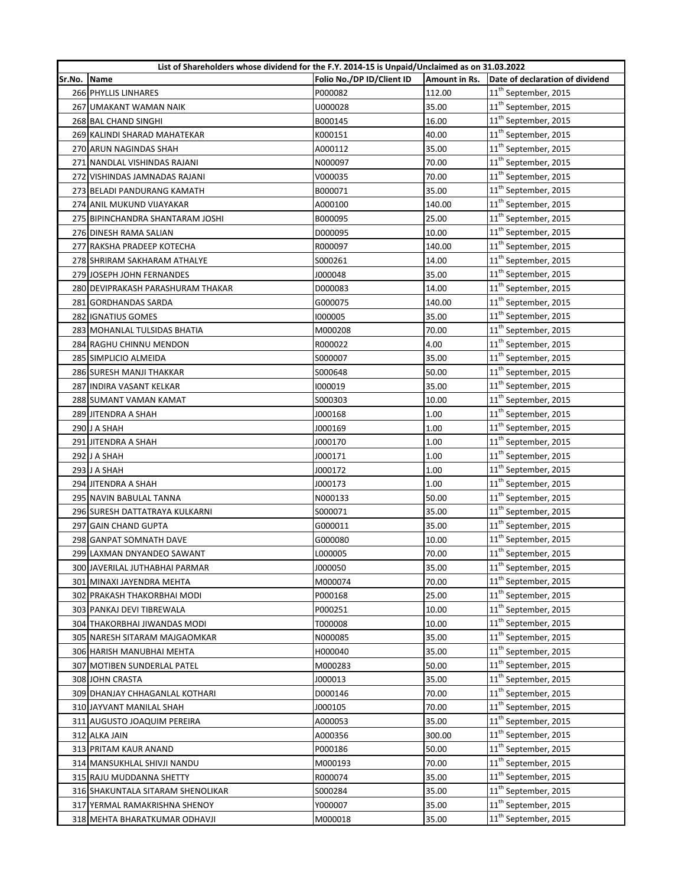| List of Shareholders whose dividend for the F.Y. 2014-15 is Unpaid/Unclaimed as on 31.03.2022 | | | | |
|---|---|---|---|---|
| Sr.No. | Name | Folio No./DP ID/Client ID | Amount in Rs. | Date of declaration of dividend |
| 266 | PHYLLIS LINHARES | P000082 | 112.00 | 11th September, 2015 |
| 267 | UMAKANT WAMAN NAIK | U000028 | 35.00 | 11th September, 2015 |
| 268 | BAL CHAND SINGHI | B000145 | 16.00 | 11th September, 2015 |
| 269 | KALINDI SHARAD MAHATEKAR | K000151 | 40.00 | 11th September, 2015 |
| 270 | ARUN NAGINDAS SHAH | A000112 | 35.00 | 11th September, 2015 |
| 271 | NANDLAL VISHINDAS RAJANI | N000097 | 70.00 | 11th September, 2015 |
| 272 | VISHINDAS JAMNADAS RAJANI | V000035 | 70.00 | 11th September, 2015 |
| 273 | BELADI PANDURANG KAMATH | B000071 | 35.00 | 11th September, 2015 |
| 274 | ANIL MUKUND VIJAYAKAR | A000100 | 140.00 | 11th September, 2015 |
| 275 | BIPINCHANDRA SHANTARAM JOSHI | B000095 | 25.00 | 11th September, 2015 |
| 276 | DINESH RAMA SALIAN | D000095 | 10.00 | 11th September, 2015 |
| 277 | RAKSHA PRADEEP KOTECHA | R000097 | 140.00 | 11th September, 2015 |
| 278 | SHRIRAM SAKHARAM ATHALYE | S000261 | 14.00 | 11th September, 2015 |
| 279 | JOSEPH JOHN FERNANDES | J000048 | 35.00 | 11th September, 2015 |
| 280 | DEVIPRAKASH PARASHURAM THAKAR | D000083 | 14.00 | 11th September, 2015 |
| 281 | GORDHANDAS SARDA | G000075 | 140.00 | 11th September, 2015 |
| 282 | IGNATIUS GOMES | I000005 | 35.00 | 11th September, 2015 |
| 283 | MOHANLAL TULSIDAS BHATIA | M000208 | 70.00 | 11th September, 2015 |
| 284 | RAGHU CHINNU MENDON | R000022 | 4.00 | 11th September, 2015 |
| 285 | SIMPLICIO ALMEIDA | S000007 | 35.00 | 11th September, 2015 |
| 286 | SURESH MANJI THAKKAR | S000648 | 50.00 | 11th September, 2015 |
| 287 | INDIRA VASANT KELKAR | I000019 | 35.00 | 11th September, 2015 |
| 288 | SUMANT VAMAN KAMAT | S000303 | 10.00 | 11th September, 2015 |
| 289 | JITENDRA A SHAH | J000168 | 1.00 | 11th September, 2015 |
| 290 | J A SHAH | J000169 | 1.00 | 11th September, 2015 |
| 291 | JITENDRA A SHAH | J000170 | 1.00 | 11th September, 2015 |
| 292 | J A SHAH | J000171 | 1.00 | 11th September, 2015 |
| 293 | J A SHAH | J000172 | 1.00 | 11th September, 2015 |
| 294 | JITENDRA A SHAH | J000173 | 1.00 | 11th September, 2015 |
| 295 | NAVIN BABULAL TANNA | N000133 | 50.00 | 11th September, 2015 |
| 296 | SURESH DATTATRAYA KULKARNI | S000071 | 35.00 | 11th September, 2015 |
| 297 | GAIN CHAND GUPTA | G000011 | 35.00 | 11th September, 2015 |
| 298 | GANPAT SOMNATH DAVE | G000080 | 10.00 | 11th September, 2015 |
| 299 | LAXMAN DNYANDEO SAWANT | L000005 | 70.00 | 11th September, 2015 |
| 300 | JAVERILAL JUTHABHAI PARMAR | J000050 | 35.00 | 11th September, 2015 |
| 301 | MINAXI JAYENDRA MEHTA | M000074 | 70.00 | 11th September, 2015 |
| 302 | PRAKASH THAKORBHAI MODI | P000168 | 25.00 | 11th September, 2015 |
| 303 | PANKAJ DEVI TIBREWALA | P000251 | 10.00 | 11th September, 2015 |
| 304 | THAKORBHAI JIWANDAS MODI | T000008 | 10.00 | 11th September, 2015 |
| 305 | NARESH SITARAM MAJGAOMKAR | N000085 | 35.00 | 11th September, 2015 |
| 306 | HARISH MANUBHAI MEHTA | H000040 | 35.00 | 11th September, 2015 |
| 307 | MOTIBEN SUNDERLAL PATEL | M000283 | 50.00 | 11th September, 2015 |
| 308 | JOHN CRASTA | J000013 | 35.00 | 11th September, 2015 |
| 309 | DHANJAY CHHAGANLAL KOTHARI | D000146 | 70.00 | 11th September, 2015 |
| 310 | JAYVANT MANILAL SHAH | J000105 | 70.00 | 11th September, 2015 |
| 311 | AUGUSTO JOAQUIM PEREIRA | A000053 | 35.00 | 11th September, 2015 |
| 312 | ALKA JAIN | A000356 | 300.00 | 11th September, 2015 |
| 313 | PRITAM KAUR ANAND | P000186 | 50.00 | 11th September, 2015 |
| 314 | MANSUKHLAL SHIVJI NANDU | M000193 | 70.00 | 11th September, 2015 |
| 315 | RAJU MUDDANNA SHETTY | R000074 | 35.00 | 11th September, 2015 |
| 316 | SHAKUNTALA SITARAM SHENOLIKAR | S000284 | 35.00 | 11th September, 2015 |
| 317 | YERMAL RAMAKRISHNA SHENOY | Y000007 | 35.00 | 11th September, 2015 |
| 318 | MEHTA BHARATKUMAR ODHAVJI | M000018 | 35.00 | 11th September, 2015 |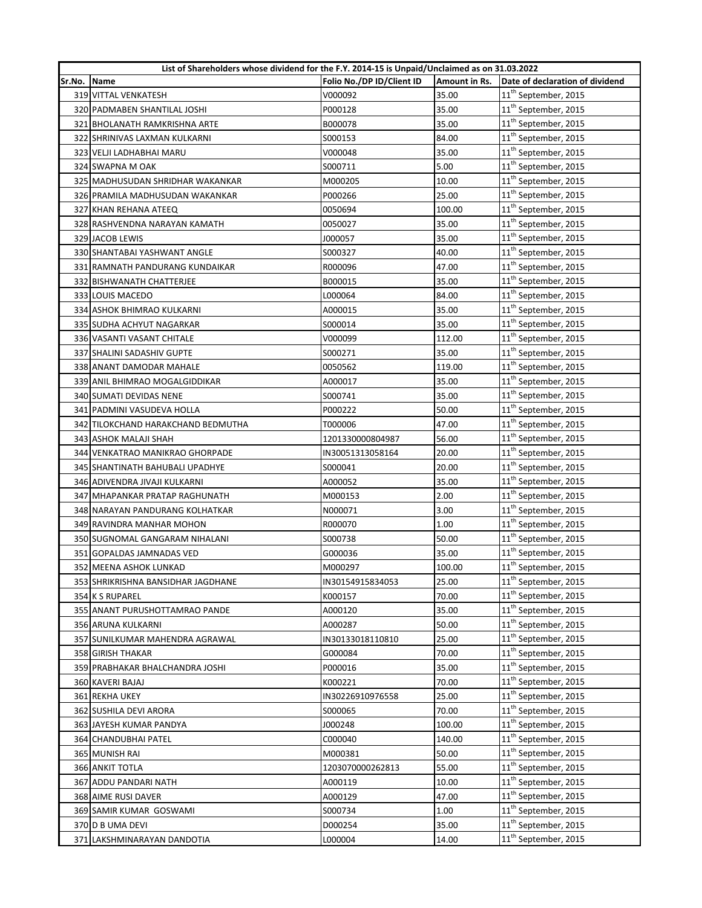| List of Shareholders whose dividend for the F.Y. 2014-15 is Unpaid/Unclaimed as on 31.03.2022 | | | | |
|---|---|---|---|---|
| Sr.No. | Name | Folio No./DP ID/Client ID | Amount in Rs. | Date of declaration of dividend |
| 319 | VITTAL VENKATESH | V000092 | 35.00 | 11th September, 2015 |
| 320 | PADMABEN SHANTILAL JOSHI | P000128 | 35.00 | 11th September, 2015 |
| 321 | BHOLANATH RAMKRISHNA ARTE | B000078 | 35.00 | 11th September, 2015 |
| 322 | SHRINIVAS LAXMAN KULKARNI | S000153 | 84.00 | 11th September, 2015 |
| 323 | VELJI LADHABHAI MARU | V000048 | 35.00 | 11th September, 2015 |
| 324 | SWAPNA M OAK | S000711 | 5.00 | 11th September, 2015 |
| 325 | MADHUSUDAN SHRIDHAR WAKANKAR | M000205 | 10.00 | 11th September, 2015 |
| 326 | PRAMILA MADHUSUDAN WAKANKAR | P000266 | 25.00 | 11th September, 2015 |
| 327 | KHAN REHANA ATEEQ | 0050694 | 100.00 | 11th September, 2015 |
| 328 | RASHVENDNA NARAYAN KAMATH | 0050027 | 35.00 | 11th September, 2015 |
| 329 | JACOB LEWIS | J000057 | 35.00 | 11th September, 2015 |
| 330 | SHANTABAI YASHWANT ANGLE | S000327 | 40.00 | 11th September, 2015 |
| 331 | RAMNATH PANDURANG KUNDAIKAR | R000096 | 47.00 | 11th September, 2015 |
| 332 | BISHWANATH CHATTERJEE | B000015 | 35.00 | 11th September, 2015 |
| 333 | LOUIS MACEDO | L000064 | 84.00 | 11th September, 2015 |
| 334 | ASHOK BHIMRAO KULKARNI | A000015 | 35.00 | 11th September, 2015 |
| 335 | SUDHA ACHYUT NAGARKAR | S000014 | 35.00 | 11th September, 2015 |
| 336 | VASANTI VASANT CHITALE | V000099 | 112.00 | 11th September, 2015 |
| 337 | SHALINI SADASHIV GUPTE | S000271 | 35.00 | 11th September, 2015 |
| 338 | ANANT DAMODAR MAHALE | 0050562 | 119.00 | 11th September, 2015 |
| 339 | ANIL BHIMRAO MOGALGIDDIKAR | A000017 | 35.00 | 11th September, 2015 |
| 340 | SUMATI DEVIDAS NENE | S000741 | 35.00 | 11th September, 2015 |
| 341 | PADMINI VASUDEVA HOLLA | P000222 | 50.00 | 11th September, 2015 |
| 342 | TILOKCHAND HARAKCHAND BEDMUTHA | T000006 | 47.00 | 11th September, 2015 |
| 343 | ASHOK MALAJI SHAH | 1201330000804987 | 56.00 | 11th September, 2015 |
| 344 | VENKATRAO MANIKRAO GHORPADE | IN30051313058164 | 20.00 | 11th September, 2015 |
| 345 | SHANTINATH BAHUBALI UPADHYE | S000041 | 20.00 | 11th September, 2015 |
| 346 | ADIVENDRA JIVAJI KULKARNI | A000052 | 35.00 | 11th September, 2015 |
| 347 | MHAPANKAR PRATAP RAGHUNATH | M000153 | 2.00 | 11th September, 2015 |
| 348 | NARAYAN PANDURANG KOLHATKAR | N000071 | 3.00 | 11th September, 2015 |
| 349 | RAVINDRA MANHAR MOHON | R000070 | 1.00 | 11th September, 2015 |
| 350 | SUGNOMAL GANGARAM NIHALANI | S000738 | 50.00 | 11th September, 2015 |
| 351 | GOPALDAS JAMNADAS VED | G000036 | 35.00 | 11th September, 2015 |
| 352 | MEENA ASHOK LUNKAD | M000297 | 100.00 | 11th September, 2015 |
| 353 | SHRIKRISHNA BANSIDHAR JAGDHANE | IN30154915834053 | 25.00 | 11th September, 2015 |
| 354 | K S RUPAREL | K000157 | 70.00 | 11th September, 2015 |
| 355 | ANANT PURUSHOTTAMRAO PANDE | A000120 | 35.00 | 11th September, 2015 |
| 356 | ARUNA KULKARNI | A000287 | 50.00 | 11th September, 2015 |
| 357 | SUNILKUMAR MAHENDRA AGRAWAL | IN30133018110810 | 25.00 | 11th September, 2015 |
| 358 | GIRISH THAKAR | G000084 | 70.00 | 11th September, 2015 |
| 359 | PRABHAKAR BHALCHANDRA JOSHI | P000016 | 35.00 | 11th September, 2015 |
| 360 | KAVERI BAJAJ | K000221 | 70.00 | 11th September, 2015 |
| 361 | REKHA UKEY | IN30226910976558 | 25.00 | 11th September, 2015 |
| 362 | SUSHILA DEVI ARORA | S000065 | 70.00 | 11th September, 2015 |
| 363 | JAYESH KUMAR PANDYA | J000248 | 100.00 | 11th September, 2015 |
| 364 | CHANDUBHAI PATEL | C000040 | 140.00 | 11th September, 2015 |
| 365 | MUNISH RAI | M000381 | 50.00 | 11th September, 2015 |
| 366 | ANKIT TOTLA | 1203070000262813 | 55.00 | 11th September, 2015 |
| 367 | ADDU PANDARI NATH | A000119 | 10.00 | 11th September, 2015 |
| 368 | AIME RUSI DAVER | A000129 | 47.00 | 11th September, 2015 |
| 369 | SAMIR KUMAR GOSWAMI | S000734 | 1.00 | 11th September, 2015 |
| 370 | D B UMA DEVI | D000254 | 35.00 | 11th September, 2015 |
| 371 | LAKSHMINARAYAN DANDOTIA | L000004 | 14.00 | 11th September, 2015 |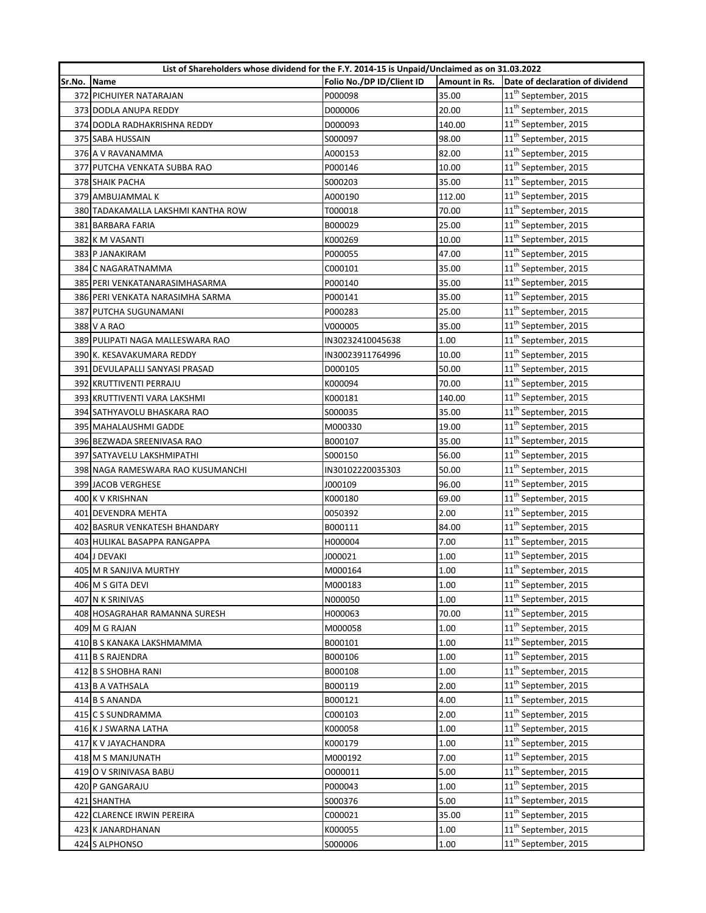| List of Shareholders whose dividend for the F.Y. 2014-15 is Unpaid/Unclaimed as on 31.03.2022 | | | | |
|---|---|---|---|---|
| Sr.No. | Name | Folio No./DP ID/Client ID | Amount in Rs. | Date of declaration of dividend |
| 372 | PICHUIYER NATARAJAN | P000098 | 35.00 | 11th September, 2015 |
| 373 | DODLA ANUPA REDDY | D000006 | 20.00 | 11th September, 2015 |
| 374 | DODLA RADHAKRISHNA REDDY | D000093 | 140.00 | 11th September, 2015 |
| 375 | SABA HUSSAIN | S000097 | 98.00 | 11th September, 2015 |
| 376 | A V RAVANAMMA | A000153 | 82.00 | 11th September, 2015 |
| 377 | PUTCHA VENKATA SUBBA RAO | P000146 | 10.00 | 11th September, 2015 |
| 378 | SHAIK PACHA | S000203 | 35.00 | 11th September, 2015 |
| 379 | AMBUJAMMAL K | A000190 | 112.00 | 11th September, 2015 |
| 380 | TADAKAMALLA LAKSHMI KANTHA ROW | T000018 | 70.00 | 11th September, 2015 |
| 381 | BARBARA FARIA | B000029 | 25.00 | 11th September, 2015 |
| 382 | K M VASANTI | K000269 | 10.00 | 11th September, 2015 |
| 383 | P JANAKIRAM | P000055 | 47.00 | 11th September, 2015 |
| 384 | C NAGARATNAMMA | C000101 | 35.00 | 11th September, 2015 |
| 385 | PERI VENKATANARASIMHASARMA | P000140 | 35.00 | 11th September, 2015 |
| 386 | PERI VENKATA NARASIMHA SARMA | P000141 | 35.00 | 11th September, 2015 |
| 387 | PUTCHA SUGUNAMANI | P000283 | 25.00 | 11th September, 2015 |
| 388 | V A RAO | V000005 | 35.00 | 11th September, 2015 |
| 389 | PULIPATI NAGA MALLESWARA RAO | IN30232410045638 | 1.00 | 11th September, 2015 |
| 390 | K. KESAVAKUMARA REDDY | IN30023911764996 | 10.00 | 11th September, 2015 |
| 391 | DEVULAPALLI SANYASI PRASAD | D000105 | 50.00 | 11th September, 2015 |
| 392 | KRUTTIVENTI PERRAJU | K000094 | 70.00 | 11th September, 2015 |
| 393 | KRUTTIVENTI VARA LAKSHMI | K000181 | 140.00 | 11th September, 2015 |
| 394 | SATHYAVOLU BHASKARA RAO | S000035 | 35.00 | 11th September, 2015 |
| 395 | MAHALAUSHMI GADDE | M000330 | 19.00 | 11th September, 2015 |
| 396 | BEZWADA SREENIVASA RAO | B000107 | 35.00 | 11th September, 2015 |
| 397 | SATYAVELU LAKSHMIPATHI | S000150 | 56.00 | 11th September, 2015 |
| 398 | NAGA RAMESWARA RAO KUSUMANCHI | IN30102220035303 | 50.00 | 11th September, 2015 |
| 399 | JACOB VERGHESE | J000109 | 96.00 | 11th September, 2015 |
| 400 | K V KRISHNAN | K000180 | 69.00 | 11th September, 2015 |
| 401 | DEVENDRA MEHTA | 0050392 | 2.00 | 11th September, 2015 |
| 402 | BASRUR VENKATESH BHANDARY | B000111 | 84.00 | 11th September, 2015 |
| 403 | HULIKAL BASAPPA RANGAPPA | H000004 | 7.00 | 11th September, 2015 |
| 404 | J DEVAKI | J000021 | 1.00 | 11th September, 2015 |
| 405 | M R SANJIVA MURTHY | M000164 | 1.00 | 11th September, 2015 |
| 406 | M S GITA DEVI | M000183 | 1.00 | 11th September, 2015 |
| 407 | N K SRINIVAS | N000050 | 1.00 | 11th September, 2015 |
| 408 | HOSAGRAHAR RAMANNA SURESH | H000063 | 70.00 | 11th September, 2015 |
| 409 | M G RAJAN | M000058 | 1.00 | 11th September, 2015 |
| 410 | B S KANAKA LAKSHMAMMA | B000101 | 1.00 | 11th September, 2015 |
| 411 | B S RAJENDRA | B000106 | 1.00 | 11th September, 2015 |
| 412 | B S SHOBHA RANI | B000108 | 1.00 | 11th September, 2015 |
| 413 | B A VATHSALA | B000119 | 2.00 | 11th September, 2015 |
| 414 | B S ANANDA | B000121 | 4.00 | 11th September, 2015 |
| 415 | C S SUNDRAMMA | C000103 | 2.00 | 11th September, 2015 |
| 416 | K J SWARNA LATHA | K000058 | 1.00 | 11th September, 2015 |
| 417 | K V JAYACHANDRA | K000179 | 1.00 | 11th September, 2015 |
| 418 | M S MANJUNATH | M000192 | 7.00 | 11th September, 2015 |
| 419 | O V SRINIVASA BABU | O000011 | 5.00 | 11th September, 2015 |
| 420 | P GANGARAJU | P000043 | 1.00 | 11th September, 2015 |
| 421 | SHANTHA | S000376 | 5.00 | 11th September, 2015 |
| 422 | CLARENCE IRWIN PEREIRA | C000021 | 35.00 | 11th September, 2015 |
| 423 | K JANARDHANAN | K000055 | 1.00 | 11th September, 2015 |
| 424 | S ALPHONSO | S000006 | 1.00 | 11th September, 2015 |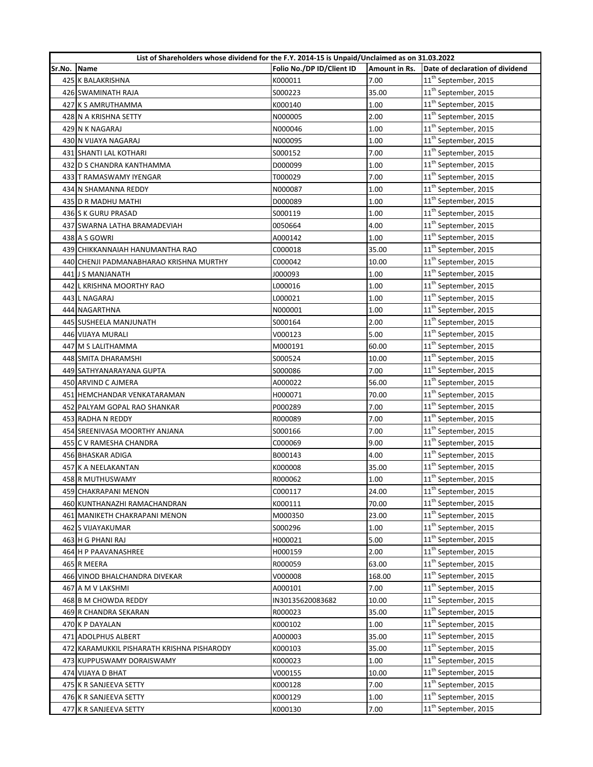| List of Shareholders whose dividend for the F.Y. 2014-15 is Unpaid/Unclaimed as on 31.03.2022 | | | | |
|---|---|---|---|---|
| Sr.No. | Name | Folio No./DP ID/Client ID | Amount in Rs. | Date of declaration of dividend |
| 425 | K BALAKRISHNA | K000011 | 7.00 | 11th September, 2015 |
| 426 | SWAMINATH RAJA | S000223 | 35.00 | 11th September, 2015 |
| 427 | K S AMRUTHAMMA | K000140 | 1.00 | 11th September, 2015 |
| 428 | N A KRISHNA SETTY | N000005 | 2.00 | 11th September, 2015 |
| 429 | N K NAGARAJ | N000046 | 1.00 | 11th September, 2015 |
| 430 | N VIJAYA NAGARAJ | N000095 | 1.00 | 11th September, 2015 |
| 431 | SHANTI LAL KOTHARI | S000152 | 7.00 | 11th September, 2015 |
| 432 | D S CHANDRA KANTHAMMA | D000099 | 1.00 | 11th September, 2015 |
| 433 | T RAMASWAMY IYENGAR | T000029 | 7.00 | 11th September, 2015 |
| 434 | N SHAMANNA REDDY | N000087 | 1.00 | 11th September, 2015 |
| 435 | D R MADHU MATHI | D000089 | 1.00 | 11th September, 2015 |
| 436 | S K GURU PRASAD | S000119 | 1.00 | 11th September, 2015 |
| 437 | SWARNA LATHA BRAMADEVIAH | 0050664 | 4.00 | 11th September, 2015 |
| 438 | A S GOWRI | A000142 | 1.00 | 11th September, 2015 |
| 439 | CHIKKANNAIAH HANUMANTHA RAO | C000018 | 35.00 | 11th September, 2015 |
| 440 | CHENJI PADMANABHARAO KRISHNA MURTHY | C000042 | 10.00 | 11th September, 2015 |
| 441 | J S MANJANATH | J000093 | 1.00 | 11th September, 2015 |
| 442 | L KRISHNA MOORTHY RAO | L000016 | 1.00 | 11th September, 2015 |
| 443 | L NAGARAJ | L000021 | 1.00 | 11th September, 2015 |
| 444 | NAGARTHNA | N000001 | 1.00 | 11th September, 2015 |
| 445 | SUSHEELA MANJUNATH | S000164 | 2.00 | 11th September, 2015 |
| 446 | VIJAYA MURALI | V000123 | 5.00 | 11th September, 2015 |
| 447 | M S LALITHAMMA | M000191 | 60.00 | 11th September, 2015 |
| 448 | SMITA DHARAMSHI | S000524 | 10.00 | 11th September, 2015 |
| 449 | SATHYANARAYANA GUPTA | S000086 | 7.00 | 11th September, 2015 |
| 450 | ARVIND C AJMERA | A000022 | 56.00 | 11th September, 2015 |
| 451 | HEMCHANDAR VENKATARAMAN | H000071 | 70.00 | 11th September, 2015 |
| 452 | PALYAM GOPAL RAO SHANKAR | P000289 | 7.00 | 11th September, 2015 |
| 453 | RADHA N REDDY | R000089 | 7.00 | 11th September, 2015 |
| 454 | SREENIVASA MOORTHY ANJANA | S000166 | 7.00 | 11th September, 2015 |
| 455 | C V RAMESHA CHANDRA | C000069 | 9.00 | 11th September, 2015 |
| 456 | BHASKAR ADIGA | B000143 | 4.00 | 11th September, 2015 |
| 457 | K A NEELAKANTAN | K000008 | 35.00 | 11th September, 2015 |
| 458 | R MUTHUSWAMY | R000062 | 1.00 | 11th September, 2015 |
| 459 | CHAKRAPANI MENON | C000117 | 24.00 | 11th September, 2015 |
| 460 | KUNTHANAZHI RAMACHANDRAN | K000111 | 70.00 | 11th September, 2015 |
| 461 | MANIKETH CHAKRAPANI MENON | M000350 | 23.00 | 11th September, 2015 |
| 462 | S VIJAYAKUMAR | S000296 | 1.00 | 11th September, 2015 |
| 463 | H G PHANI RAJ | H000021 | 5.00 | 11th September, 2015 |
| 464 | H P PAAVANASHREE | H000159 | 2.00 | 11th September, 2015 |
| 465 | R MEERA | R000059 | 63.00 | 11th September, 2015 |
| 466 | VINOD BHALCHANDRA DIVEKAR | V000008 | 168.00 | 11th September, 2015 |
| 467 | A M V LAKSHMI | A000101 | 7.00 | 11th September, 2015 |
| 468 | B M CHOWDA REDDY | IN30135620083682 | 10.00 | 11th September, 2015 |
| 469 | R CHANDRA SEKARAN | R000023 | 35.00 | 11th September, 2015 |
| 470 | K P DAYALAN | K000102 | 1.00 | 11th September, 2015 |
| 471 | ADOLPHUS ALBERT | A000003 | 35.00 | 11th September, 2015 |
| 472 | KARAMUKKIL PISHARATH KRISHNA PISHARODY | K000103 | 35.00 | 11th September, 2015 |
| 473 | KUPPUSWAMY DORAISWAMY | K000023 | 1.00 | 11th September, 2015 |
| 474 | VIJAYA D BHAT | V000155 | 10.00 | 11th September, 2015 |
| 475 | K R SANJEEVA SETTY | K000128 | 7.00 | 11th September, 2015 |
| 476 | K R SANJEEVA SETTY | K000129 | 1.00 | 11th September, 2015 |
| 477 | K R SANJEEVA SETTY | K000130 | 7.00 | 11th September, 2015 |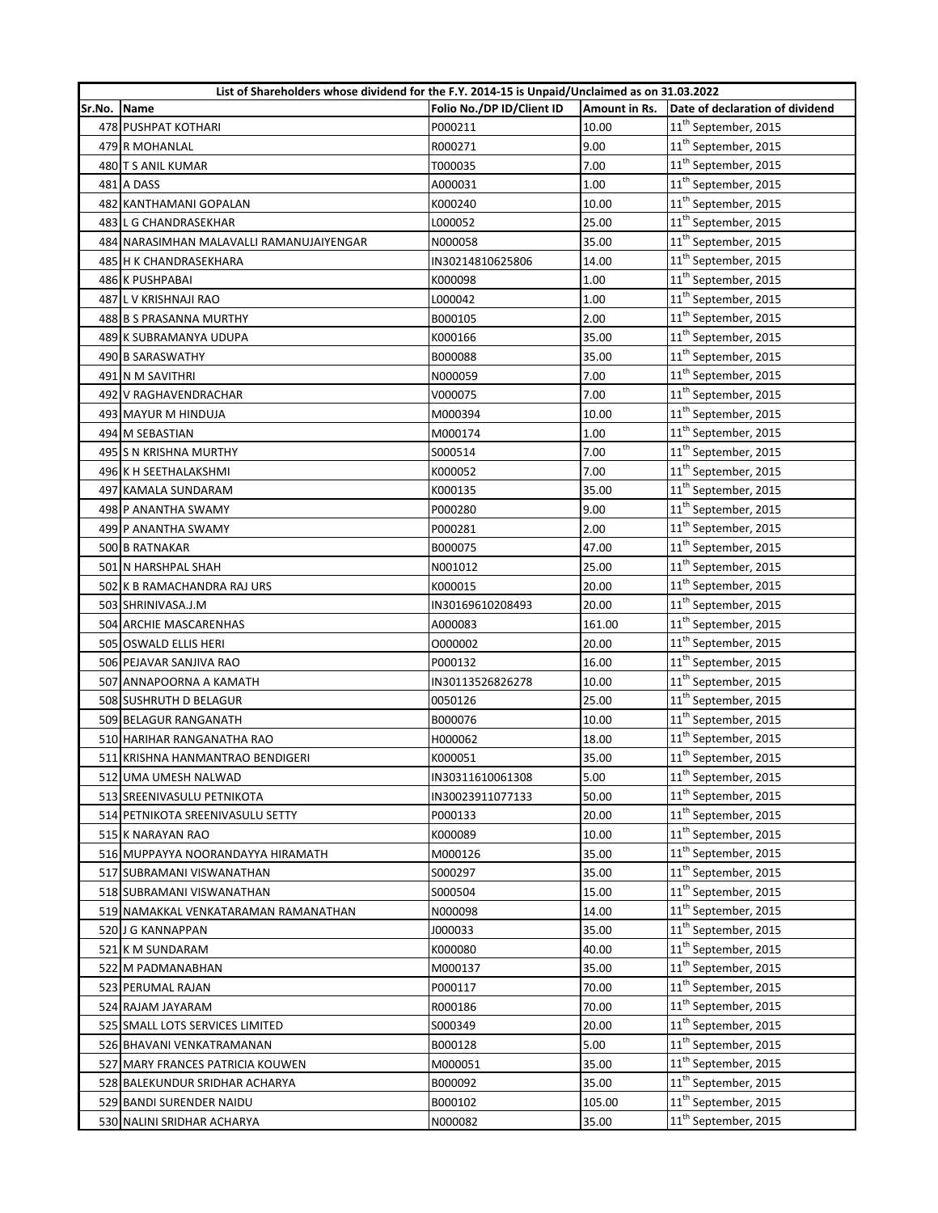| List of Shareholders whose dividend for the F.Y. 2014-15 is Unpaid/Unclaimed as on 31.03.2022 | | | | |
|---|---|---|---|---|
| Sr.No. | Name | Folio No./DP ID/Client ID | Amount in Rs. | Date of declaration of dividend |
| 478 | PUSHPAT KOTHARI | P000211 | 10.00 | 11th September, 2015 |
| 479 | R MOHANLAL | R000271 | 9.00 | 11th September, 2015 |
| 480 | T S ANIL KUMAR | T000035 | 7.00 | 11th September, 2015 |
| 481 | A DASS | A000031 | 1.00 | 11th September, 2015 |
| 482 | KANTHAMANI GOPALAN | K000240 | 10.00 | 11th September, 2015 |
| 483 | L G CHANDRASEKHAR | L000052 | 25.00 | 11th September, 2015 |
| 484 | NARASIMHAN MALAVALLI RAMANUJAIYENGAR | N000058 | 35.00 | 11th September, 2015 |
| 485 | H K CHANDRASEKHARA | IN30214810625806 | 14.00 | 11th September, 2015 |
| 486 | K PUSHPABAI | K000098 | 1.00 | 11th September, 2015 |
| 487 | L V KRISHNAJI RAO | L000042 | 1.00 | 11th September, 2015 |
| 488 | B S PRASANNA MURTHY | B000105 | 2.00 | 11th September, 2015 |
| 489 | K SUBRAMANYA UDUPA | K000166 | 35.00 | 11th September, 2015 |
| 490 | B SARASWATHY | B000088 | 35.00 | 11th September, 2015 |
| 491 | N M SAVITHRI | N000059 | 7.00 | 11th September, 2015 |
| 492 | V RAGHAVENDRACHAR | V000075 | 7.00 | 11th September, 2015 |
| 493 | MAYUR M HINDUJA | M000394 | 10.00 | 11th September, 2015 |
| 494 | M SEBASTIAN | M000174 | 1.00 | 11th September, 2015 |
| 495 | S N KRISHNA MURTHY | S000514 | 7.00 | 11th September, 2015 |
| 496 | K H SEETHALAKSHMI | K000052 | 7.00 | 11th September, 2015 |
| 497 | KAMALA SUNDARAM | K000135 | 35.00 | 11th September, 2015 |
| 498 | P ANANTHA SWAMY | P000280 | 9.00 | 11th September, 2015 |
| 499 | P ANANTHA SWAMY | P000281 | 2.00 | 11th September, 2015 |
| 500 | B RATNAKAR | B000075 | 47.00 | 11th September, 2015 |
| 501 | N HARSHPAL SHAH | N001012 | 25.00 | 11th September, 2015 |
| 502 | K B RAMACHANDRA RAJ URS | K000015 | 20.00 | 11th September, 2015 |
| 503 | SHRINIVASA.J.M | IN30169610208493 | 20.00 | 11th September, 2015 |
| 504 | ARCHIE MASCARENHAS | A000083 | 161.00 | 11th September, 2015 |
| 505 | OSWALD ELLIS HERI | O000002 | 20.00 | 11th September, 2015 |
| 506 | PEJAVAR SANJIVA RAO | P000132 | 16.00 | 11th September, 2015 |
| 507 | ANNAPOORNA A KAMATH | IN30113526826278 | 10.00 | 11th September, 2015 |
| 508 | SUSHRUTH D BELAGUR | 0050126 | 25.00 | 11th September, 2015 |
| 509 | BELAGUR RANGANATH | B000076 | 10.00 | 11th September, 2015 |
| 510 | HARIHAR RANGANATHA RAO | H000062 | 18.00 | 11th September, 2015 |
| 511 | KRISHNA HANMANTRAO BENDIGERI | K000051 | 35.00 | 11th September, 2015 |
| 512 | UMA UMESH NALWAD | IN30311610061308 | 5.00 | 11th September, 2015 |
| 513 | SREENIVASULU PETNIKOTA | IN30023911077133 | 50.00 | 11th September, 2015 |
| 514 | PETNIKOTA SREENIVASULU SETTY | P000133 | 20.00 | 11th September, 2015 |
| 515 | K NARAYAN RAO | K000089 | 10.00 | 11th September, 2015 |
| 516 | MUPPAYYA NOORANDAYYA HIRAMATH | M000126 | 35.00 | 11th September, 2015 |
| 517 | SUBRAMANI VISWANATHAN | S000297 | 35.00 | 11th September, 2015 |
| 518 | SUBRAMANI VISWANATHAN | S000504 | 15.00 | 11th September, 2015 |
| 519 | NAMAKKAL VENKATARAMAN RAMANATHAN | N000098 | 14.00 | 11th September, 2015 |
| 520 | J G KANNAPPAN | J000033 | 35.00 | 11th September, 2015 |
| 521 | K M SUNDARAM | K000080 | 40.00 | 11th September, 2015 |
| 522 | M PADMANABHAN | M000137 | 35.00 | 11th September, 2015 |
| 523 | PERUMAL RAJAN | P000117 | 70.00 | 11th September, 2015 |
| 524 | RAJAM JAYARAM | R000186 | 70.00 | 11th September, 2015 |
| 525 | SMALL LOTS SERVICES LIMITED | S000349 | 20.00 | 11th September, 2015 |
| 526 | BHAVANI VENKATRAMANAN | B000128 | 5.00 | 11th September, 2015 |
| 527 | MARY FRANCES PATRICIA KOUWEN | M000051 | 35.00 | 11th September, 2015 |
| 528 | BALEKUNDUR SRIDHAR ACHARYA | B000092 | 35.00 | 11th September, 2015 |
| 529 | BANDI SURENDER NAIDU | B000102 | 105.00 | 11th September, 2015 |
| 530 | NALINI SRIDHAR ACHARYA | N000082 | 35.00 | 11th September, 2015 |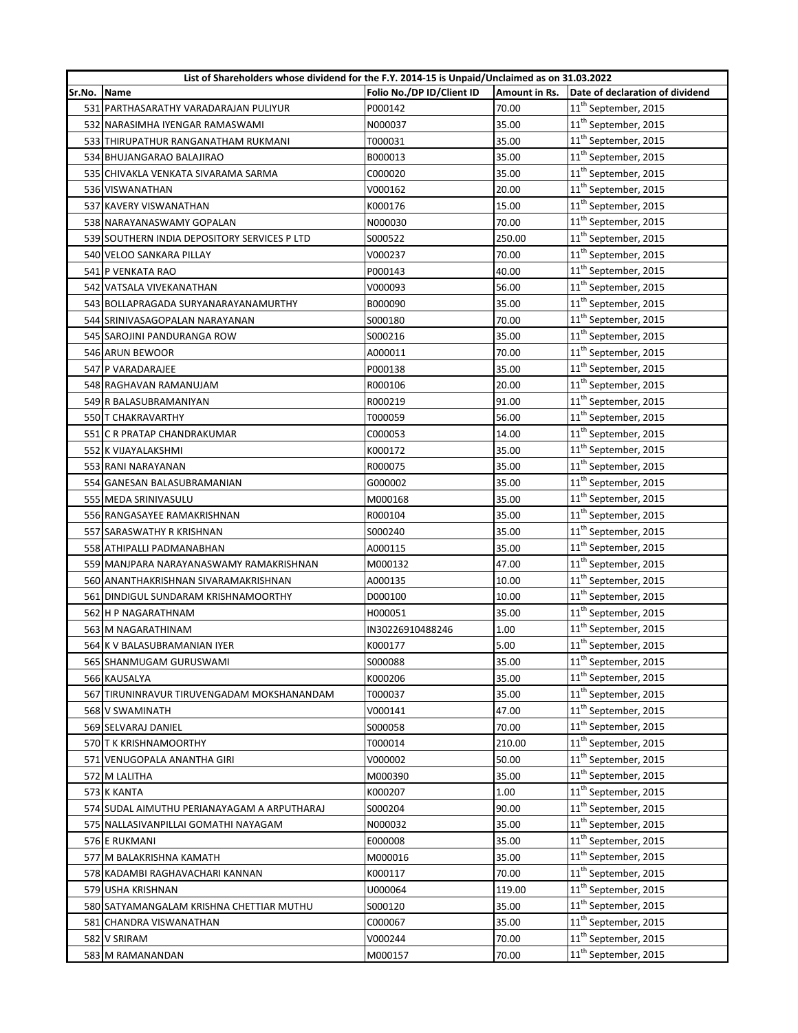| List of Shareholders whose dividend for the F.Y. 2014-15 is Unpaid/Unclaimed as on 31.03.2022 | | | | |
|---|---|---|---|---|
| Sr.No. | Name | Folio No./DP ID/Client ID | Amount in Rs. | Date of declaration of dividend |
| 531 | PARTHASARATHY VARADARAJAN PULIYUR | P000142 | 70.00 | 11th September, 2015 |
| 532 | NARASIMHA IYENGAR RAMASWAMI | N000037 | 35.00 | 11th September, 2015 |
| 533 | THIRUPATHUR RANGANATHAM RUKMANI | T000031 | 35.00 | 11th September, 2015 |
| 534 | BHUJANGARAO BALAJIRAO | B000013 | 35.00 | 11th September, 2015 |
| 535 | CHIVAKLA VENKATA SIVARAMA SARMA | C000020 | 35.00 | 11th September, 2015 |
| 536 | VISWANATHAN | V000162 | 20.00 | 11th September, 2015 |
| 537 | KAVERY VISWANATHAN | K000176 | 15.00 | 11th September, 2015 |
| 538 | NARAYANASWAMY GOPALAN | N000030 | 70.00 | 11th September, 2015 |
| 539 | SOUTHERN INDIA DEPOSITORY SERVICES P LTD | S000522 | 250.00 | 11th September, 2015 |
| 540 | VELOO SANKARA PILLAY | V000237 | 70.00 | 11th September, 2015 |
| 541 | P VENKATA RAO | P000143 | 40.00 | 11th September, 2015 |
| 542 | VATSALA VIVEKANATHAN | V000093 | 56.00 | 11th September, 2015 |
| 543 | BOLLAPRAGADA SURYANARAYANAMURTHY | B000090 | 35.00 | 11th September, 2015 |
| 544 | SRINIVASAGOPALAN NARAYANAN | S000180 | 70.00 | 11th September, 2015 |
| 545 | SAROJINI PANDURANGA ROW | S000216 | 35.00 | 11th September, 2015 |
| 546 | ARUN BEWOOR | A000011 | 70.00 | 11th September, 2015 |
| 547 | P VARADARAJEE | P000138 | 35.00 | 11th September, 2015 |
| 548 | RAGHAVAN RAMANUJAM | R000106 | 20.00 | 11th September, 2015 |
| 549 | R BALASUBRAMANIYAN | R000219 | 91.00 | 11th September, 2015 |
| 550 | T CHAKRAVARTHY | T000059 | 56.00 | 11th September, 2015 |
| 551 | C R PRATAP CHANDRAKUMAR | C000053 | 14.00 | 11th September, 2015 |
| 552 | K VIJAYALAKSHMI | K000172 | 35.00 | 11th September, 2015 |
| 553 | RANI NARAYANAN | R000075 | 35.00 | 11th September, 2015 |
| 554 | GANESAN BALASUBRAMANIAN | G000002 | 35.00 | 11th September, 2015 |
| 555 | MEDA SRINIVASULU | M000168 | 35.00 | 11th September, 2015 |
| 556 | RANGASAYEE RAMAKRISHNAN | R000104 | 35.00 | 11th September, 2015 |
| 557 | SARASWATHY R KRISHNAN | S000240 | 35.00 | 11th September, 2015 |
| 558 | ATHIPALLI PADMANABHAN | A000115 | 35.00 | 11th September, 2015 |
| 559 | MANJPARA NARAYANASWAMY RAMAKRISHNAN | M000132 | 47.00 | 11th September, 2015 |
| 560 | ANANTHAKRISHNAN SIVARAMAKRISHNAN | A000135 | 10.00 | 11th September, 2015 |
| 561 | DINDIGUL SUNDARAM KRISHNAMOORTHY | D000100 | 10.00 | 11th September, 2015 |
| 562 | H P NAGARATHNAM | H000051 | 35.00 | 11th September, 2015 |
| 563 | M NAGARATHINAM | IN30226910488246 | 1.00 | 11th September, 2015 |
| 564 | K V BALASUBRAMANIAN IYER | K000177 | 5.00 | 11th September, 2015 |
| 565 | SHANMUGAM GURUSWAMI | S000088 | 35.00 | 11th September, 2015 |
| 566 | KAUSALYA | K000206 | 35.00 | 11th September, 2015 |
| 567 | TIRUNINRAVUR TIRUVENGADAM MOKSHANANDAM | T000037 | 35.00 | 11th September, 2015 |
| 568 | V SWAMINATH | V000141 | 47.00 | 11th September, 2015 |
| 569 | SELVARAJ DANIEL | S000058 | 70.00 | 11th September, 2015 |
| 570 | T K KRISHNAMOORTHY | T000014 | 210.00 | 11th September, 2015 |
| 571 | VENUGOPALA ANANTHA GIRI | V000002 | 50.00 | 11th September, 2015 |
| 572 | M LALITHA | M000390 | 35.00 | 11th September, 2015 |
| 573 | K KANTA | K000207 | 1.00 | 11th September, 2015 |
| 574 | SUDAL AIMUTHU PERIANAYAGAM A ARPUTHARAJ | S000204 | 90.00 | 11th September, 2015 |
| 575 | NALLASIVANPILLAI GOMATHI NAYAGAM | N000032 | 35.00 | 11th September, 2015 |
| 576 | E RUKMANI | E000008 | 35.00 | 11th September, 2015 |
| 577 | M BALAKRISHNA KAMATH | M000016 | 35.00 | 11th September, 2015 |
| 578 | KADAMBI RAGHAVACHARI KANNAN | K000117 | 70.00 | 11th September, 2015 |
| 579 | USHA KRISHNAN | U000064 | 119.00 | 11th September, 2015 |
| 580 | SATYAMANGALAM KRISHNA CHETTIAR MUTHU | S000120 | 35.00 | 11th September, 2015 |
| 581 | CHANDRA VISWANATHAN | C000067 | 35.00 | 11th September, 2015 |
| 582 | V SRIRAM | V000244 | 70.00 | 11th September, 2015 |
| 583 | M RAMANANDAN | M000157 | 70.00 | 11th September, 2015 |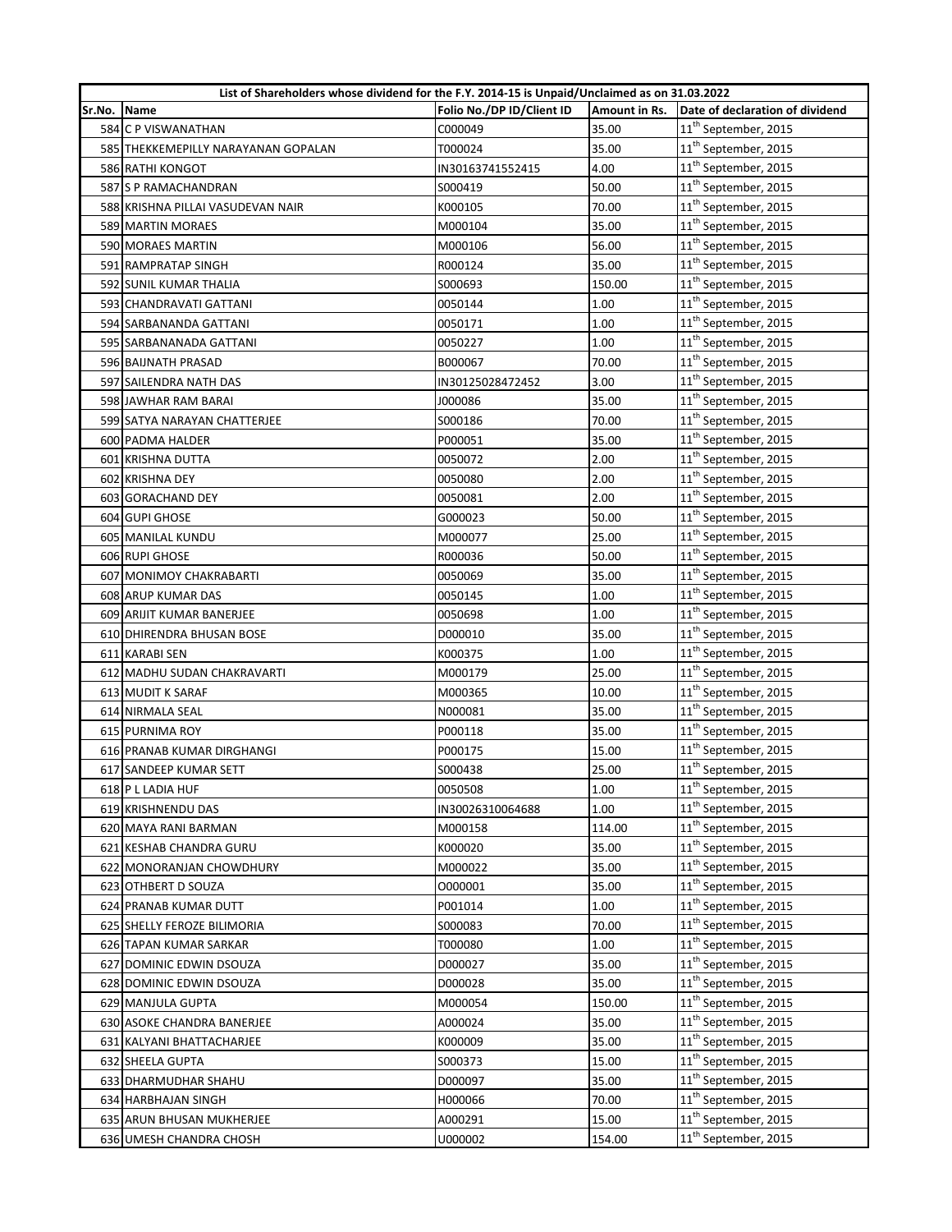| List of Shareholders whose dividend for the F.Y. 2014-15 is Unpaid/Unclaimed as on 31.03.2022 | | | | |
|---|---|---|---|---|
| Sr.No. | Name | Folio No./DP ID/Client ID | Amount in Rs. | Date of declaration of dividend |
| 584 | C P VISWANATHAN | C000049 | 35.00 | 11th September, 2015 |
| 585 | THEKKEMEPILLY NARAYANAN GOPALAN | T000024 | 35.00 | 11th September, 2015 |
| 586 | RATHI KONGOT | IN30163741552415 | 4.00 | 11th September, 2015 |
| 587 | S P RAMACHANDRAN | S000419 | 50.00 | 11th September, 2015 |
| 588 | KRISHNA PILLAI VASUDEVAN NAIR | K000105 | 70.00 | 11th September, 2015 |
| 589 | MARTIN MORAES | M000104 | 35.00 | 11th September, 2015 |
| 590 | MORAES MARTIN | M000106 | 56.00 | 11th September, 2015 |
| 591 | RAMPRATAP SINGH | R000124 | 35.00 | 11th September, 2015 |
| 592 | SUNIL KUMAR THALIA | S000693 | 150.00 | 11th September, 2015 |
| 593 | CHANDRAVATI GATTANI | 0050144 | 1.00 | 11th September, 2015 |
| 594 | SARBANANDA GATTANI | 0050171 | 1.00 | 11th September, 2015 |
| 595 | SARBANANADA GATTANI | 0050227 | 1.00 | 11th September, 2015 |
| 596 | BAIJNATH PRASAD | B000067 | 70.00 | 11th September, 2015 |
| 597 | SAILENDRA NATH DAS | IN30125028472452 | 3.00 | 11th September, 2015 |
| 598 | JAWHAR RAM BARAI | J000086 | 35.00 | 11th September, 2015 |
| 599 | SATYA NARAYAN CHATTERJEE | S000186 | 70.00 | 11th September, 2015 |
| 600 | PADMA HALDER | P000051 | 35.00 | 11th September, 2015 |
| 601 | KRISHNA DUTTA | 0050072 | 2.00 | 11th September, 2015 |
| 602 | KRISHNA DEY | 0050080 | 2.00 | 11th September, 2015 |
| 603 | GORACHAND DEY | 0050081 | 2.00 | 11th September, 2015 |
| 604 | GUPI GHOSE | G000023 | 50.00 | 11th September, 2015 |
| 605 | MANILAL KUNDU | M000077 | 25.00 | 11th September, 2015 |
| 606 | RUPI GHOSE | R000036 | 50.00 | 11th September, 2015 |
| 607 | MONIMOY CHAKRABARTI | 0050069 | 35.00 | 11th September, 2015 |
| 608 | ARUP KUMAR DAS | 0050145 | 1.00 | 11th September, 2015 |
| 609 | ARIJIT KUMAR BANERJEE | 0050698 | 1.00 | 11th September, 2015 |
| 610 | DHIRENDRA BHUSAN BOSE | D000010 | 35.00 | 11th September, 2015 |
| 611 | KARABI SEN | K000375 | 1.00 | 11th September, 2015 |
| 612 | MADHU SUDAN CHAKRAVARTI | M000179 | 25.00 | 11th September, 2015 |
| 613 | MUDIT K SARAF | M000365 | 10.00 | 11th September, 2015 |
| 614 | NIRMALA SEAL | N000081 | 35.00 | 11th September, 2015 |
| 615 | PURNIMA ROY | P000118 | 35.00 | 11th September, 2015 |
| 616 | PRANAB KUMAR DIRGHANGI | P000175 | 15.00 | 11th September, 2015 |
| 617 | SANDEEP KUMAR SETT | S000438 | 25.00 | 11th September, 2015 |
| 618 | P L LADIA HUF | 0050508 | 1.00 | 11th September, 2015 |
| 619 | KRISHNENDU DAS | IN30026310064688 | 1.00 | 11th September, 2015 |
| 620 | MAYA RANI BARMAN | M000158 | 114.00 | 11th September, 2015 |
| 621 | KESHAB CHANDRA GURU | K000020 | 35.00 | 11th September, 2015 |
| 622 | MONORANJAN CHOWDHURY | M000022 | 35.00 | 11th September, 2015 |
| 623 | OTHBERT D SOUZA | O000001 | 35.00 | 11th September, 2015 |
| 624 | PRANAB KUMAR DUTT | P001014 | 1.00 | 11th September, 2015 |
| 625 | SHELLY FEROZE BILIMORIA | S000083 | 70.00 | 11th September, 2015 |
| 626 | TAPAN KUMAR SARKAR | T000080 | 1.00 | 11th September, 2015 |
| 627 | DOMINIC EDWIN DSOUZA | D000027 | 35.00 | 11th September, 2015 |
| 628 | DOMINIC EDWIN DSOUZA | D000028 | 35.00 | 11th September, 2015 |
| 629 | MANJULA GUPTA | M000054 | 150.00 | 11th September, 2015 |
| 630 | ASOKE CHANDRA BANERJEE | A000024 | 35.00 | 11th September, 2015 |
| 631 | KALYANI BHATTACHARJEE | K000009 | 35.00 | 11th September, 2015 |
| 632 | SHEELA GUPTA | S000373 | 15.00 | 11th September, 2015 |
| 633 | DHARMUDHAR SHAHU | D000097 | 35.00 | 11th September, 2015 |
| 634 | HARBHAJAN SINGH | H000066 | 70.00 | 11th September, 2015 |
| 635 | ARUN BHUSAN MUKHERJEE | A000291 | 15.00 | 11th September, 2015 |
| 636 | UMESH CHANDRA CHOSH | U000002 | 154.00 | 11th September, 2015 |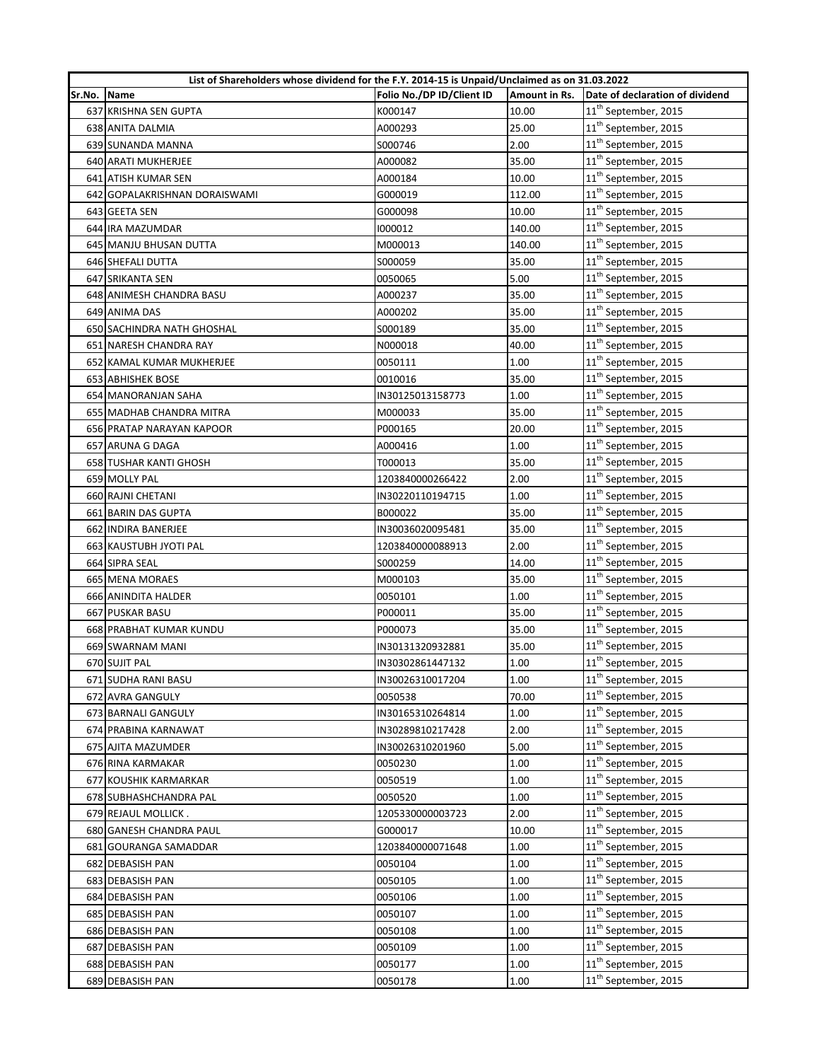| List of Shareholders whose dividend for the F.Y. 2014-15 is Unpaid/Unclaimed as on 31.03.2022 | | | | |
|---|---|---|---|---|
| Sr.No. | Name | Folio No./DP ID/Client ID | Amount in Rs. | Date of declaration of dividend |
| 637 | KRISHNA SEN GUPTA | K000147 | 10.00 | 11th September, 2015 |
| 638 | ANITA DALMIA | A000293 | 25.00 | 11th September, 2015 |
| 639 | SUNANDA MANNA | S000746 | 2.00 | 11th September, 2015 |
| 640 | ARATI MUKHERJEE | A000082 | 35.00 | 11th September, 2015 |
| 641 | ATISH KUMAR SEN | A000184 | 10.00 | 11th September, 2015 |
| 642 | GOPALAKRISHNAN DORAISWAMI | G000019 | 112.00 | 11th September, 2015 |
| 643 | GEETA SEN | G000098 | 10.00 | 11th September, 2015 |
| 644 | IRA MAZUMDAR | I000012 | 140.00 | 11th September, 2015 |
| 645 | MANJU BHUSAN DUTTA | M000013 | 140.00 | 11th September, 2015 |
| 646 | SHEFALI DUTTA | S000059 | 35.00 | 11th September, 2015 |
| 647 | SRIKANTA SEN | 0050065 | 5.00 | 11th September, 2015 |
| 648 | ANIMESH CHANDRA BASU | A000237 | 35.00 | 11th September, 2015 |
| 649 | ANIMA DAS | A000202 | 35.00 | 11th September, 2015 |
| 650 | SACHINDRA NATH GHOSHAL | S000189 | 35.00 | 11th September, 2015 |
| 651 | NARESH CHANDRA RAY | N000018 | 40.00 | 11th September, 2015 |
| 652 | KAMAL KUMAR MUKHERJEE | 0050111 | 1.00 | 11th September, 2015 |
| 653 | ABHISHEK BOSE | 0010016 | 35.00 | 11th September, 2015 |
| 654 | MANORANJAN SAHA | IN30125013158773 | 1.00 | 11th September, 2015 |
| 655 | MADHAB CHANDRA MITRA | M000033 | 35.00 | 11th September, 2015 |
| 656 | PRATAP NARAYAN KAPOOR | P000165 | 20.00 | 11th September, 2015 |
| 657 | ARUNA G DAGA | A000416 | 1.00 | 11th September, 2015 |
| 658 | TUSHAR KANTI GHOSH | T000013 | 35.00 | 11th September, 2015 |
| 659 | MOLLY PAL | 1203840000266422 | 2.00 | 11th September, 2015 |
| 660 | RAJNI CHETANI | IN30220110194715 | 1.00 | 11th September, 2015 |
| 661 | BARIN DAS GUPTA | B000022 | 35.00 | 11th September, 2015 |
| 662 | INDIRA BANERJEE | IN30036020095481 | 35.00 | 11th September, 2015 |
| 663 | KAUSTUBH JYOTI PAL | 1203840000088913 | 2.00 | 11th September, 2015 |
| 664 | SIPRA SEAL | S000259 | 14.00 | 11th September, 2015 |
| 665 | MENA MORAES | M000103 | 35.00 | 11th September, 2015 |
| 666 | ANINDITA HALDER | 0050101 | 1.00 | 11th September, 2015 |
| 667 | PUSKAR BASU | P000011 | 35.00 | 11th September, 2015 |
| 668 | PRABHAT KUMAR KUNDU | P000073 | 35.00 | 11th September, 2015 |
| 669 | SWARNAM MANI | IN30131320932881 | 35.00 | 11th September, 2015 |
| 670 | SUJIT PAL | IN30302861447132 | 1.00 | 11th September, 2015 |
| 671 | SUDHA RANI BASU | IN30026310017204 | 1.00 | 11th September, 2015 |
| 672 | AVRA GANGULY | 0050538 | 70.00 | 11th September, 2015 |
| 673 | BARNALI GANGULY | IN30165310264814 | 1.00 | 11th September, 2015 |
| 674 | PRABINA KARNAWAT | IN30289810217428 | 2.00 | 11th September, 2015 |
| 675 | AJITA MAZUMDER | IN30026310201960 | 5.00 | 11th September, 2015 |
| 676 | RINA KARMAKAR | 0050230 | 1.00 | 11th September, 2015 |
| 677 | KOUSHIK KARMARKAR | 0050519 | 1.00 | 11th September, 2015 |
| 678 | SUBHASHCHANDRA PAL | 0050520 | 1.00 | 11th September, 2015 |
| 679 | REJAUL MOLLICK . | 1205330000003723 | 2.00 | 11th September, 2015 |
| 680 | GANESH CHANDRA PAUL | G000017 | 10.00 | 11th September, 2015 |
| 681 | GOURANGA SAMADDAR | 1203840000071648 | 1.00 | 11th September, 2015 |
| 682 | DEBASISH PAN | 0050104 | 1.00 | 11th September, 2015 |
| 683 | DEBASISH PAN | 0050105 | 1.00 | 11th September, 2015 |
| 684 | DEBASISH PAN | 0050106 | 1.00 | 11th September, 2015 |
| 685 | DEBASISH PAN | 0050107 | 1.00 | 11th September, 2015 |
| 686 | DEBASISH PAN | 0050108 | 1.00 | 11th September, 2015 |
| 687 | DEBASISH PAN | 0050109 | 1.00 | 11th September, 2015 |
| 688 | DEBASISH PAN | 0050177 | 1.00 | 11th September, 2015 |
| 689 | DEBASISH PAN | 0050178 | 1.00 | 11th September, 2015 |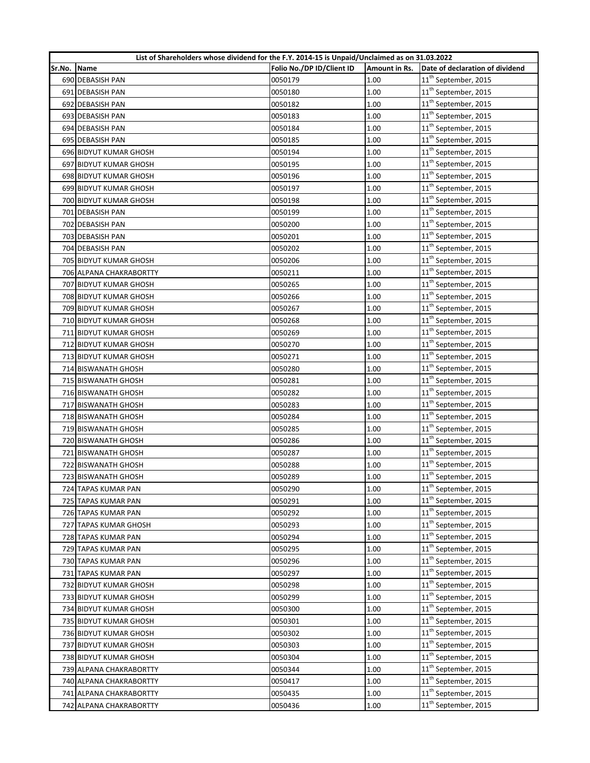| List of Shareholders whose dividend for the F.Y. 2014-15 is Unpaid/Unclaimed as on 31.03.2022 | | | | |
|---|---|---|---|---|
| Sr.No. | Name | Folio No./DP ID/Client ID | Amount in Rs. | Date of declaration of dividend |
| 690 | DEBASISH PAN | 0050179 | 1.00 | 11th September, 2015 |
| 691 | DEBASISH PAN | 0050180 | 1.00 | 11th September, 2015 |
| 692 | DEBASISH PAN | 0050182 | 1.00 | 11th September, 2015 |
| 693 | DEBASISH PAN | 0050183 | 1.00 | 11th September, 2015 |
| 694 | DEBASISH PAN | 0050184 | 1.00 | 11th September, 2015 |
| 695 | DEBASISH PAN | 0050185 | 1.00 | 11th September, 2015 |
| 696 | BIDYUT KUMAR GHOSH | 0050194 | 1.00 | 11th September, 2015 |
| 697 | BIDYUT KUMAR GHOSH | 0050195 | 1.00 | 11th September, 2015 |
| 698 | BIDYUT KUMAR GHOSH | 0050196 | 1.00 | 11th September, 2015 |
| 699 | BIDYUT KUMAR GHOSH | 0050197 | 1.00 | 11th September, 2015 |
| 700 | BIDYUT KUMAR GHOSH | 0050198 | 1.00 | 11th September, 2015 |
| 701 | DEBASISH PAN | 0050199 | 1.00 | 11th September, 2015 |
| 702 | DEBASISH PAN | 0050200 | 1.00 | 11th September, 2015 |
| 703 | DEBASISH PAN | 0050201 | 1.00 | 11th September, 2015 |
| 704 | DEBASISH PAN | 0050202 | 1.00 | 11th September, 2015 |
| 705 | BIDYUT KUMAR GHOSH | 0050206 | 1.00 | 11th September, 2015 |
| 706 | ALPANA CHAKRABORTTY | 0050211 | 1.00 | 11th September, 2015 |
| 707 | BIDYUT KUMAR GHOSH | 0050265 | 1.00 | 11th September, 2015 |
| 708 | BIDYUT KUMAR GHOSH | 0050266 | 1.00 | 11th September, 2015 |
| 709 | BIDYUT KUMAR GHOSH | 0050267 | 1.00 | 11th September, 2015 |
| 710 | BIDYUT KUMAR GHOSH | 0050268 | 1.00 | 11th September, 2015 |
| 711 | BIDYUT KUMAR GHOSH | 0050269 | 1.00 | 11th September, 2015 |
| 712 | BIDYUT KUMAR GHOSH | 0050270 | 1.00 | 11th September, 2015 |
| 713 | BIDYUT KUMAR GHOSH | 0050271 | 1.00 | 11th September, 2015 |
| 714 | BISWANATH GHOSH | 0050280 | 1.00 | 11th September, 2015 |
| 715 | BISWANATH GHOSH | 0050281 | 1.00 | 11th September, 2015 |
| 716 | BISWANATH GHOSH | 0050282 | 1.00 | 11th September, 2015 |
| 717 | BISWANATH GHOSH | 0050283 | 1.00 | 11th September, 2015 |
| 718 | BISWANATH GHOSH | 0050284 | 1.00 | 11th September, 2015 |
| 719 | BISWANATH GHOSH | 0050285 | 1.00 | 11th September, 2015 |
| 720 | BISWANATH GHOSH | 0050286 | 1.00 | 11th September, 2015 |
| 721 | BISWANATH GHOSH | 0050287 | 1.00 | 11th September, 2015 |
| 722 | BISWANATH GHOSH | 0050288 | 1.00 | 11th September, 2015 |
| 723 | BISWANATH GHOSH | 0050289 | 1.00 | 11th September, 2015 |
| 724 | TAPAS KUMAR PAN | 0050290 | 1.00 | 11th September, 2015 |
| 725 | TAPAS KUMAR PAN | 0050291 | 1.00 | 11th September, 2015 |
| 726 | TAPAS KUMAR PAN | 0050292 | 1.00 | 11th September, 2015 |
| 727 | TAPAS KUMAR GHOSH | 0050293 | 1.00 | 11th September, 2015 |
| 728 | TAPAS KUMAR PAN | 0050294 | 1.00 | 11th September, 2015 |
| 729 | TAPAS KUMAR PAN | 0050295 | 1.00 | 11th September, 2015 |
| 730 | TAPAS KUMAR PAN | 0050296 | 1.00 | 11th September, 2015 |
| 731 | TAPAS KUMAR PAN | 0050297 | 1.00 | 11th September, 2015 |
| 732 | BIDYUT KUMAR GHOSH | 0050298 | 1.00 | 11th September, 2015 |
| 733 | BIDYUT KUMAR GHOSH | 0050299 | 1.00 | 11th September, 2015 |
| 734 | BIDYUT KUMAR GHOSH | 0050300 | 1.00 | 11th September, 2015 |
| 735 | BIDYUT KUMAR GHOSH | 0050301 | 1.00 | 11th September, 2015 |
| 736 | BIDYUT KUMAR GHOSH | 0050302 | 1.00 | 11th September, 2015 |
| 737 | BIDYUT KUMAR GHOSH | 0050303 | 1.00 | 11th September, 2015 |
| 738 | BIDYUT KUMAR GHOSH | 0050304 | 1.00 | 11th September, 2015 |
| 739 | ALPANA CHAKRABORTTY | 0050344 | 1.00 | 11th September, 2015 |
| 740 | ALPANA CHAKRABORTTY | 0050417 | 1.00 | 11th September, 2015 |
| 741 | ALPANA CHAKRABORTTY | 0050435 | 1.00 | 11th September, 2015 |
| 742 | ALPANA CHAKRABORTTY | 0050436 | 1.00 | 11th September, 2015 |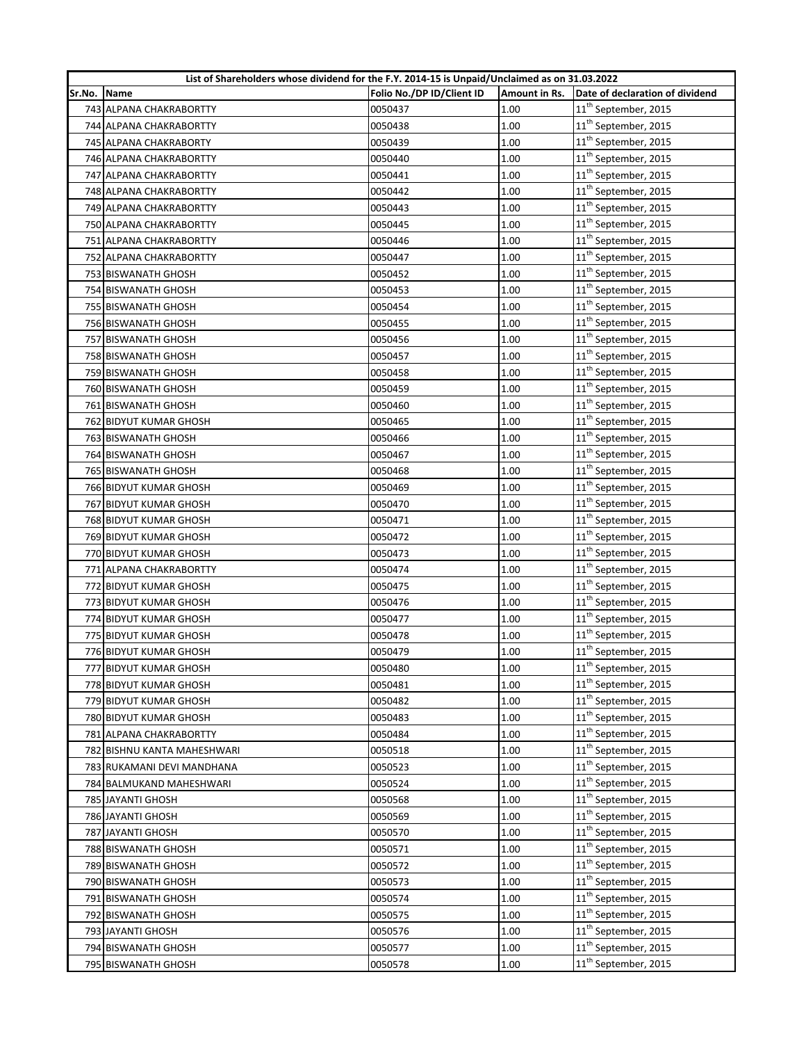| List of Shareholders whose dividend for the F.Y. 2014-15 is Unpaid/Unclaimed as on 31.03.2022 | | | | |
|---|---|---|---|---|
| Sr.No. | Name | Folio No./DP ID/Client ID | Amount in Rs. | Date of declaration of dividend |
| 743 | ALPANA CHAKRABORTTY | 0050437 | 1.00 | 11th September, 2015 |
| 744 | ALPANA CHAKRABORTTY | 0050438 | 1.00 | 11th September, 2015 |
| 745 | ALPANA CHAKRABORTY | 0050439 | 1.00 | 11th September, 2015 |
| 746 | ALPANA CHAKRABORTTY | 0050440 | 1.00 | 11th September, 2015 |
| 747 | ALPANA CHAKRABORTTY | 0050441 | 1.00 | 11th September, 2015 |
| 748 | ALPANA CHAKRABORTTY | 0050442 | 1.00 | 11th September, 2015 |
| 749 | ALPANA CHAKRABORTTY | 0050443 | 1.00 | 11th September, 2015 |
| 750 | ALPANA CHAKRABORTTY | 0050445 | 1.00 | 11th September, 2015 |
| 751 | ALPANA CHAKRABORTTY | 0050446 | 1.00 | 11th September, 2015 |
| 752 | ALPANA CHAKRABORTTY | 0050447 | 1.00 | 11th September, 2015 |
| 753 | BISWANATH GHOSH | 0050452 | 1.00 | 11th September, 2015 |
| 754 | BISWANATH GHOSH | 0050453 | 1.00 | 11th September, 2015 |
| 755 | BISWANATH GHOSH | 0050454 | 1.00 | 11th September, 2015 |
| 756 | BISWANATH GHOSH | 0050455 | 1.00 | 11th September, 2015 |
| 757 | BISWANATH GHOSH | 0050456 | 1.00 | 11th September, 2015 |
| 758 | BISWANATH GHOSH | 0050457 | 1.00 | 11th September, 2015 |
| 759 | BISWANATH GHOSH | 0050458 | 1.00 | 11th September, 2015 |
| 760 | BISWANATH GHOSH | 0050459 | 1.00 | 11th September, 2015 |
| 761 | BISWANATH GHOSH | 0050460 | 1.00 | 11th September, 2015 |
| 762 | BIDYUT KUMAR GHOSH | 0050465 | 1.00 | 11th September, 2015 |
| 763 | BISWANATH GHOSH | 0050466 | 1.00 | 11th September, 2015 |
| 764 | BISWANATH GHOSH | 0050467 | 1.00 | 11th September, 2015 |
| 765 | BISWANATH GHOSH | 0050468 | 1.00 | 11th September, 2015 |
| 766 | BIDYUT KUMAR GHOSH | 0050469 | 1.00 | 11th September, 2015 |
| 767 | BIDYUT KUMAR GHOSH | 0050470 | 1.00 | 11th September, 2015 |
| 768 | BIDYUT KUMAR GHOSH | 0050471 | 1.00 | 11th September, 2015 |
| 769 | BIDYUT KUMAR GHOSH | 0050472 | 1.00 | 11th September, 2015 |
| 770 | BIDYUT KUMAR GHOSH | 0050473 | 1.00 | 11th September, 2015 |
| 771 | ALPANA CHAKRABORTTY | 0050474 | 1.00 | 11th September, 2015 |
| 772 | BIDYUT KUMAR GHOSH | 0050475 | 1.00 | 11th September, 2015 |
| 773 | BIDYUT KUMAR GHOSH | 0050476 | 1.00 | 11th September, 2015 |
| 774 | BIDYUT KUMAR GHOSH | 0050477 | 1.00 | 11th September, 2015 |
| 775 | BIDYUT KUMAR GHOSH | 0050478 | 1.00 | 11th September, 2015 |
| 776 | BIDYUT KUMAR GHOSH | 0050479 | 1.00 | 11th September, 2015 |
| 777 | BIDYUT KUMAR GHOSH | 0050480 | 1.00 | 11th September, 2015 |
| 778 | BIDYUT KUMAR GHOSH | 0050481 | 1.00 | 11th September, 2015 |
| 779 | BIDYUT KUMAR GHOSH | 0050482 | 1.00 | 11th September, 2015 |
| 780 | BIDYUT KUMAR GHOSH | 0050483 | 1.00 | 11th September, 2015 |
| 781 | ALPANA CHAKRABORTTY | 0050484 | 1.00 | 11th September, 2015 |
| 782 | BISHNU KANTA MAHESHWARI | 0050518 | 1.00 | 11th September, 2015 |
| 783 | RUKAMANI DEVI MANDHANA | 0050523 | 1.00 | 11th September, 2015 |
| 784 | BALMUKAND MAHESHWARI | 0050524 | 1.00 | 11th September, 2015 |
| 785 | JAYANTI GHOSH | 0050568 | 1.00 | 11th September, 2015 |
| 786 | JAYANTI GHOSH | 0050569 | 1.00 | 11th September, 2015 |
| 787 | JAYANTI GHOSH | 0050570 | 1.00 | 11th September, 2015 |
| 788 | BISWANATH GHOSH | 0050571 | 1.00 | 11th September, 2015 |
| 789 | BISWANATH GHOSH | 0050572 | 1.00 | 11th September, 2015 |
| 790 | BISWANATH GHOSH | 0050573 | 1.00 | 11th September, 2015 |
| 791 | BISWANATH GHOSH | 0050574 | 1.00 | 11th September, 2015 |
| 792 | BISWANATH GHOSH | 0050575 | 1.00 | 11th September, 2015 |
| 793 | JAYANTI GHOSH | 0050576 | 1.00 | 11th September, 2015 |
| 794 | BISWANATH GHOSH | 0050577 | 1.00 | 11th September, 2015 |
| 795 | BISWANATH GHOSH | 0050578 | 1.00 | 11th September, 2015 |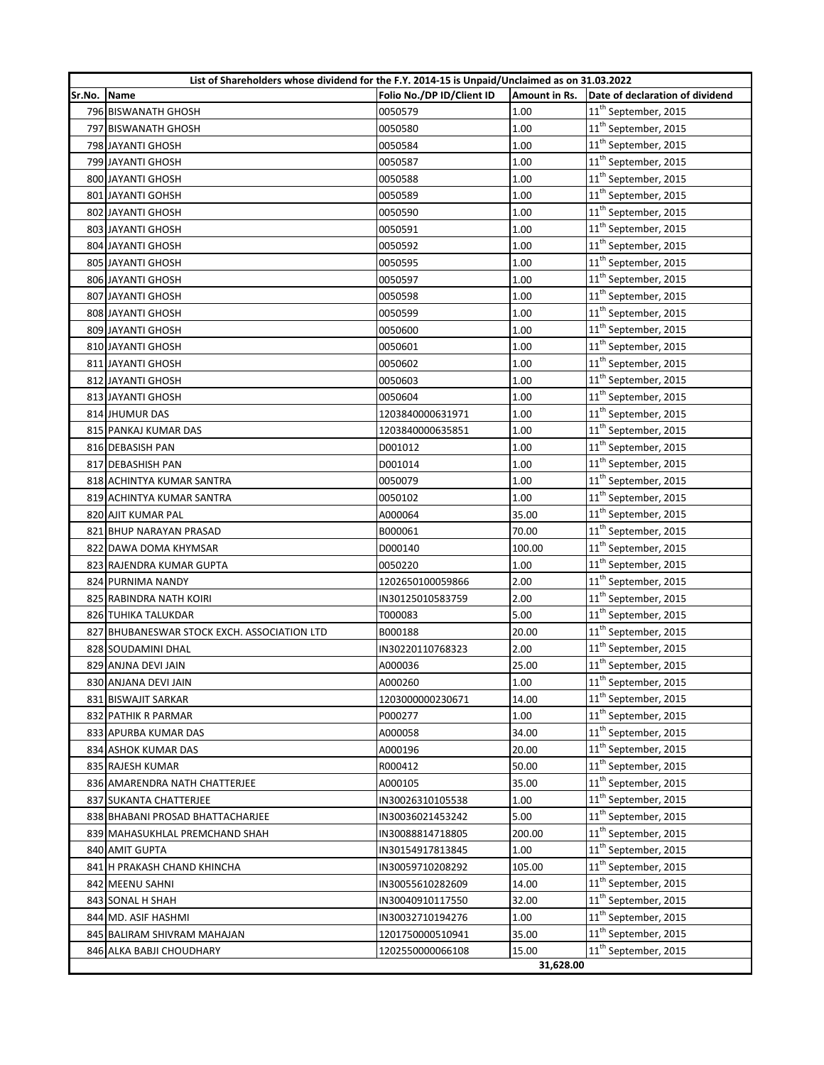| List of Shareholders whose dividend for the F.Y. 2014-15 is Unpaid/Unclaimed as on 31.03.2022 | | | | |
|---|---|---|---|---|
| Sr.No. | Name | Folio No./DP ID/Client ID | Amount in Rs. | Date of declaration of dividend |
| 796 | BISWANATH GHOSH | 0050579 | 1.00 | 11th September, 2015 |
| 797 | BISWANATH GHOSH | 0050580 | 1.00 | 11th September, 2015 |
| 798 | JAYANTI GHOSH | 0050584 | 1.00 | 11th September, 2015 |
| 799 | JAYANTI GHOSH | 0050587 | 1.00 | 11th September, 2015 |
| 800 | JAYANTI GHOSH | 0050588 | 1.00 | 11th September, 2015 |
| 801 | JAYANTI GOHSH | 0050589 | 1.00 | 11th September, 2015 |
| 802 | JAYANTI GHOSH | 0050590 | 1.00 | 11th September, 2015 |
| 803 | JAYANTI GHOSH | 0050591 | 1.00 | 11th September, 2015 |
| 804 | JAYANTI GHOSH | 0050592 | 1.00 | 11th September, 2015 |
| 805 | JAYANTI GHOSH | 0050595 | 1.00 | 11th September, 2015 |
| 806 | JAYANTI GHOSH | 0050597 | 1.00 | 11th September, 2015 |
| 807 | JAYANTI GHOSH | 0050598 | 1.00 | 11th September, 2015 |
| 808 | JAYANTI GHOSH | 0050599 | 1.00 | 11th September, 2015 |
| 809 | JAYANTI GHOSH | 0050600 | 1.00 | 11th September, 2015 |
| 810 | JAYANTI GHOSH | 0050601 | 1.00 | 11th September, 2015 |
| 811 | JAYANTI GHOSH | 0050602 | 1.00 | 11th September, 2015 |
| 812 | JAYANTI GHOSH | 0050603 | 1.00 | 11th September, 2015 |
| 813 | JAYANTI GHOSH | 0050604 | 1.00 | 11th September, 2015 |
| 814 | JHUMUR DAS | 1203840000631971 | 1.00 | 11th September, 2015 |
| 815 | PANKAJ KUMAR DAS | 1203840000635851 | 1.00 | 11th September, 2015 |
| 816 | DEBASISH PAN | D001012 | 1.00 | 11th September, 2015 |
| 817 | DEBASHISH PAN | D001014 | 1.00 | 11th September, 2015 |
| 818 | ACHINTYA KUMAR SANTRA | 0050079 | 1.00 | 11th September, 2015 |
| 819 | ACHINTYA KUMAR SANTRA | 0050102 | 1.00 | 11th September, 2015 |
| 820 | AJIT KUMAR PAL | A000064 | 35.00 | 11th September, 2015 |
| 821 | BHUP NARAYAN PRASAD | B000061 | 70.00 | 11th September, 2015 |
| 822 | DAWA DOMA KHYMSAR | D000140 | 100.00 | 11th September, 2015 |
| 823 | RAJENDRA KUMAR GUPTA | 0050220 | 1.00 | 11th September, 2015 |
| 824 | PURNIMA NANDY | 1202650100059866 | 2.00 | 11th September, 2015 |
| 825 | RABINDRA NATH KOIRI | IN30125010583759 | 2.00 | 11th September, 2015 |
| 826 | TUHIKA TALUKDAR | T000083 | 5.00 | 11th September, 2015 |
| 827 | BHUBANESWAR STOCK EXCH. ASSOCIATION LTD | B000188 | 20.00 | 11th September, 2015 |
| 828 | SOUDAMINI DHAL | IN30220110768323 | 2.00 | 11th September, 2015 |
| 829 | ANJNA DEVI JAIN | A000036 | 25.00 | 11th September, 2015 |
| 830 | ANJANA DEVI JAIN | A000260 | 1.00 | 11th September, 2015 |
| 831 | BISWAJIT SARKAR | 1203000000230671 | 14.00 | 11th September, 2015 |
| 832 | PATHIK R PARMAR | P000277 | 1.00 | 11th September, 2015 |
| 833 | APURBA KUMAR DAS | A000058 | 34.00 | 11th September, 2015 |
| 834 | ASHOK KUMAR DAS | A000196 | 20.00 | 11th September, 2015 |
| 835 | RAJESH KUMAR | R000412 | 50.00 | 11th September, 2015 |
| 836 | AMARENDRA NATH CHATTERJEE | A000105 | 35.00 | 11th September, 2015 |
| 837 | SUKANTA CHATTERJEE | IN30026310105538 | 1.00 | 11th September, 2015 |
| 838 | BHABANI PROSAD BHATTACHARJEE | IN30036021453242 | 5.00 | 11th September, 2015 |
| 839 | MAHASUKHLAL PREMCHAND SHAH | IN30088814718805 | 200.00 | 11th September, 2015 |
| 840 | AMIT GUPTA | IN30154917813845 | 1.00 | 11th September, 2015 |
| 841 | H PRAKASH CHAND KHINCHA | IN30059710208292 | 105.00 | 11th September, 2015 |
| 842 | MEENU SAHNI | IN30055610282609 | 14.00 | 11th September, 2015 |
| 843 | SONAL H SHAH | IN30040910117550 | 32.00 | 11th September, 2015 |
| 844 | MD. ASIF HASHMI | IN30032710194276 | 1.00 | 11th September, 2015 |
| 845 | BALIRAM SHIVRAM MAHAJAN | 1201750000510941 | 35.00 | 11th September, 2015 |
| 846 | ALKA BABJI CHOUDHARY | 1202550000066108 | 15.00 | 11th September, 2015 |
| | | | 31,628.00 | |